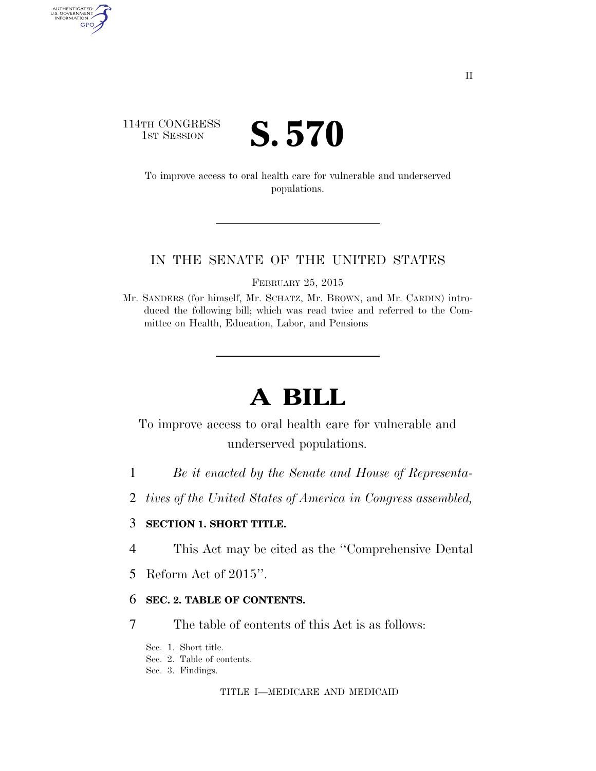114TH CONGRESS
1ST SESSION

# S. 570

To improve access to oral health care for vulnerable and underserved populations.

IN THE SENATE OF THE UNITED STATES

FEBRUARY 25, 2015

Mr. SANDERS (for himself, Mr. SCHATZ, Mr. BROWN, and Mr. CARDIN) introduced the following bill; which was read twice and referred to the Committee on Health, Education, Labor, and Pensions

# A BILL

To improve access to oral health care for vulnerable and underserved populations.

*Be it enacted by the Senate and House of Representatives of the United States of America in Congress assembled,*

**SECTION 1. SHORT TITLE.**

This Act may be cited as the ''Comprehensive Dental Reform Act of 2015''.

**SEC. 2. TABLE OF CONTENTS.**

The table of contents of this Act is as follows:

Sec. 1. Short title.
Sec. 2. Table of contents.
Sec. 3. Findings.

TITLE I—MEDICARE AND MEDICAID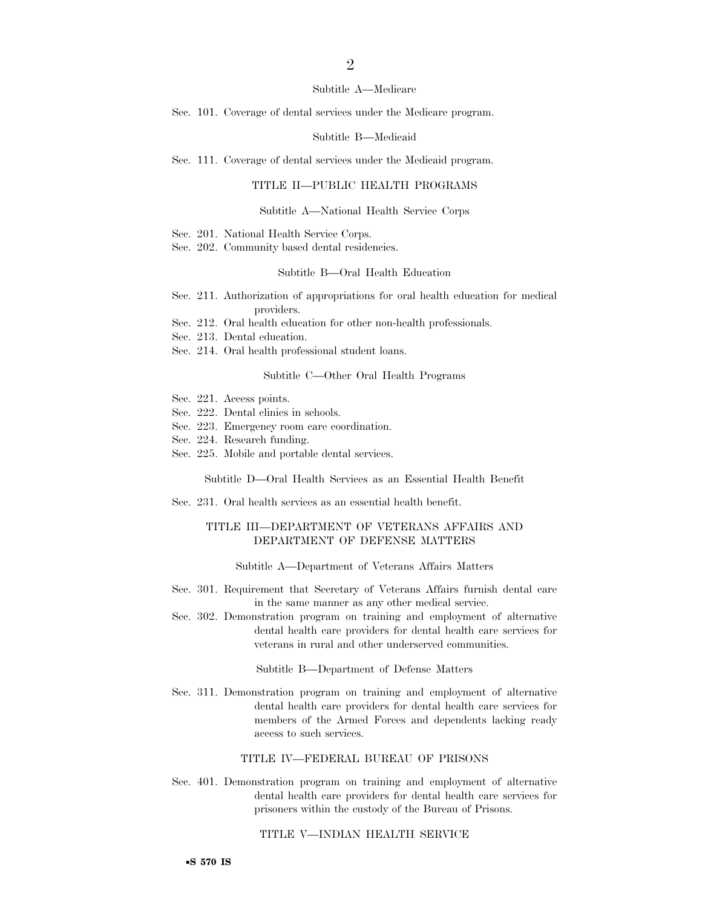Subtitle A—Medicare

Sec. 101. Coverage of dental services under the Medicare program.

Subtitle B—Medicaid

Sec. 111. Coverage of dental services under the Medicaid program.

TITLE II—PUBLIC HEALTH PROGRAMS

Subtitle A—National Health Service Corps

Sec. 201. National Health Service Corps.
Sec. 202. Community based dental residencies.

Subtitle B—Oral Health Education

Sec. 211. Authorization of appropriations for oral health education for medical providers.
Sec. 212. Oral health education for other non-health professionals.
Sec. 213. Dental education.
Sec. 214. Oral health professional student loans.

Subtitle C—Other Oral Health Programs

Sec. 221. Access points.
Sec. 222. Dental clinics in schools.
Sec. 223. Emergency room care coordination.
Sec. 224. Research funding.
Sec. 225. Mobile and portable dental services.

Subtitle D—Oral Health Services as an Essential Health Benefit

Sec. 231. Oral health services as an essential health benefit.

TITLE III—DEPARTMENT OF VETERANS AFFAIRS AND DEPARTMENT OF DEFENSE MATTERS

Subtitle A—Department of Veterans Affairs Matters

Sec. 301. Requirement that Secretary of Veterans Affairs furnish dental care in the same manner as any other medical service.
Sec. 302. Demonstration program on training and employment of alternative dental health care providers for dental health care services for veterans in rural and other underserved communities.

Subtitle B—Department of Defense Matters

Sec. 311. Demonstration program on training and employment of alternative dental health care providers for dental health care services for members of the Armed Forces and dependents lacking ready access to such services.

TITLE IV—FEDERAL BUREAU OF PRISONS

Sec. 401. Demonstration program on training and employment of alternative dental health care providers for dental health care services for prisoners within the custody of the Bureau of Prisons.

TITLE V—INDIAN HEALTH SERVICE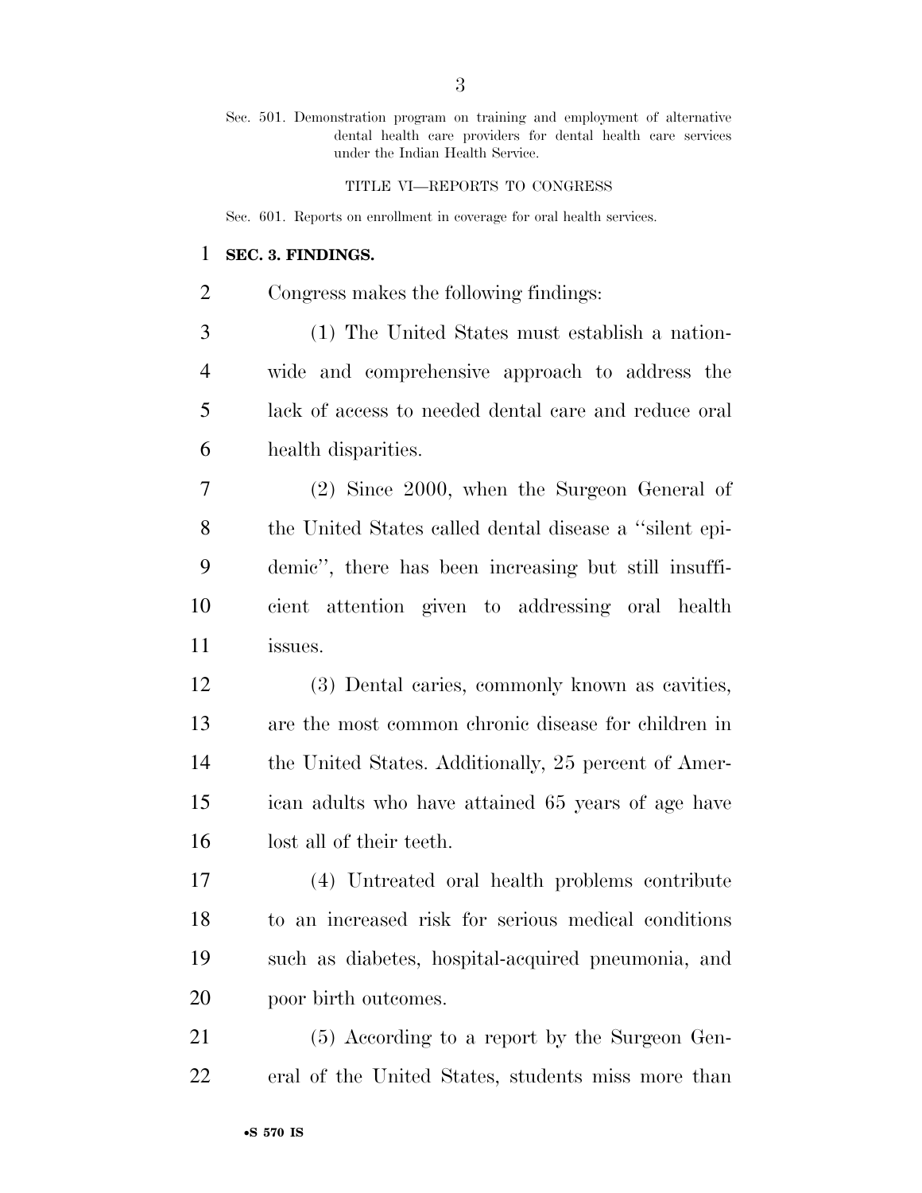Sec. 501. Demonstration program on training and employment of alternative dental health care providers for dental health care services under the Indian Health Service.

TITLE VI—REPORTS TO CONGRESS

Sec. 601. Reports on enrollment in coverage for oral health services.

**SEC. 3. FINDINGS.**

Congress makes the following findings:

(1) The United States must establish a nationwide and comprehensive approach to address the lack of access to needed dental care and reduce oral health disparities.

(2) Since 2000, when the Surgeon General of the United States called dental disease a ''silent epidemic'', there has been increasing but still insufficient attention given to addressing oral health issues.

(3) Dental caries, commonly known as cavities, are the most common chronic disease for children in the United States. Additionally, 25 percent of American adults who have attained 65 years of age have lost all of their teeth.

(4) Untreated oral health problems contribute to an increased risk for serious medical conditions such as diabetes, hospital-acquired pneumonia, and poor birth outcomes.

(5) According to a report by the Surgeon General of the United States, students miss more than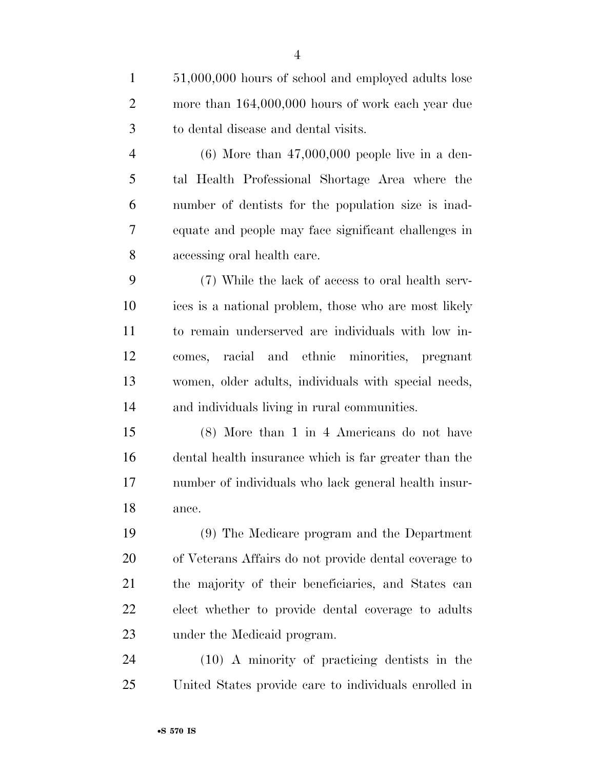51,000,000 hours of school and employed adults lose more than 164,000,000 hours of work each year due to dental disease and dental visits.

(6) More than 47,000,000 people live in a dental Health Professional Shortage Area where the number of dentists for the population size is inadequate and people may face significant challenges in accessing oral health care.

(7) While the lack of access to oral health services is a national problem, those who are most likely to remain underserved are individuals with low incomes, racial and ethnic minorities, pregnant women, older adults, individuals with special needs, and individuals living in rural communities.

(8) More than 1 in 4 Americans do not have dental health insurance which is far greater than the number of individuals who lack general health insurance.

(9) The Medicare program and the Department of Veterans Affairs do not provide dental coverage to the majority of their beneficiaries, and States can elect whether to provide dental coverage to adults under the Medicaid program.

(10) A minority of practicing dentists in the United States provide care to individuals enrolled in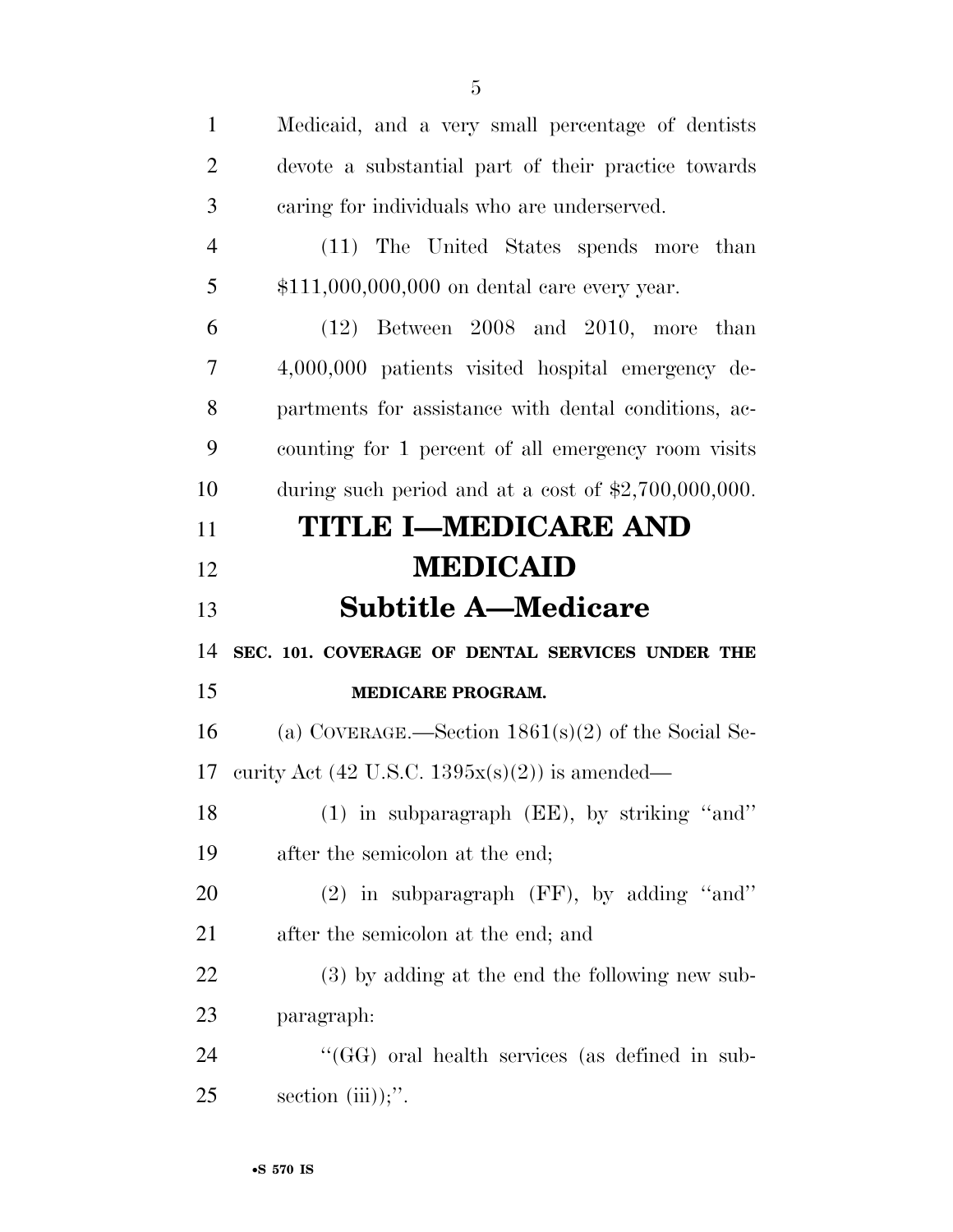Medicaid, and a very small percentage of dentists devote a substantial part of their practice towards caring for individuals who are underserved.

(11) The United States spends more than $111,000,000,000 on dental care every year.

(12) Between 2008 and 2010, more than 4,000,000 patients visited hospital emergency departments for assistance with dental conditions, accounting for 1 percent of all emergency room visits during such period and at a cost of $2,700,000,000.

# TITLE I—MEDICARE AND MEDICAID

## Subtitle A—Medicare

### SEC. 101. COVERAGE OF DENTAL SERVICES UNDER THE MEDICARE PROGRAM.

(a) COVERAGE.—Section 1861(s)(2) of the Social Security Act (42 U.S.C. 1395x(s)(2)) is amended—

(1) in subparagraph (EE), by striking ''and'' after the semicolon at the end;

(2) in subparagraph (FF), by adding ''and'' after the semicolon at the end; and

(3) by adding at the end the following new subparagraph:

''(GG) oral health services (as defined in subsection (iii));''.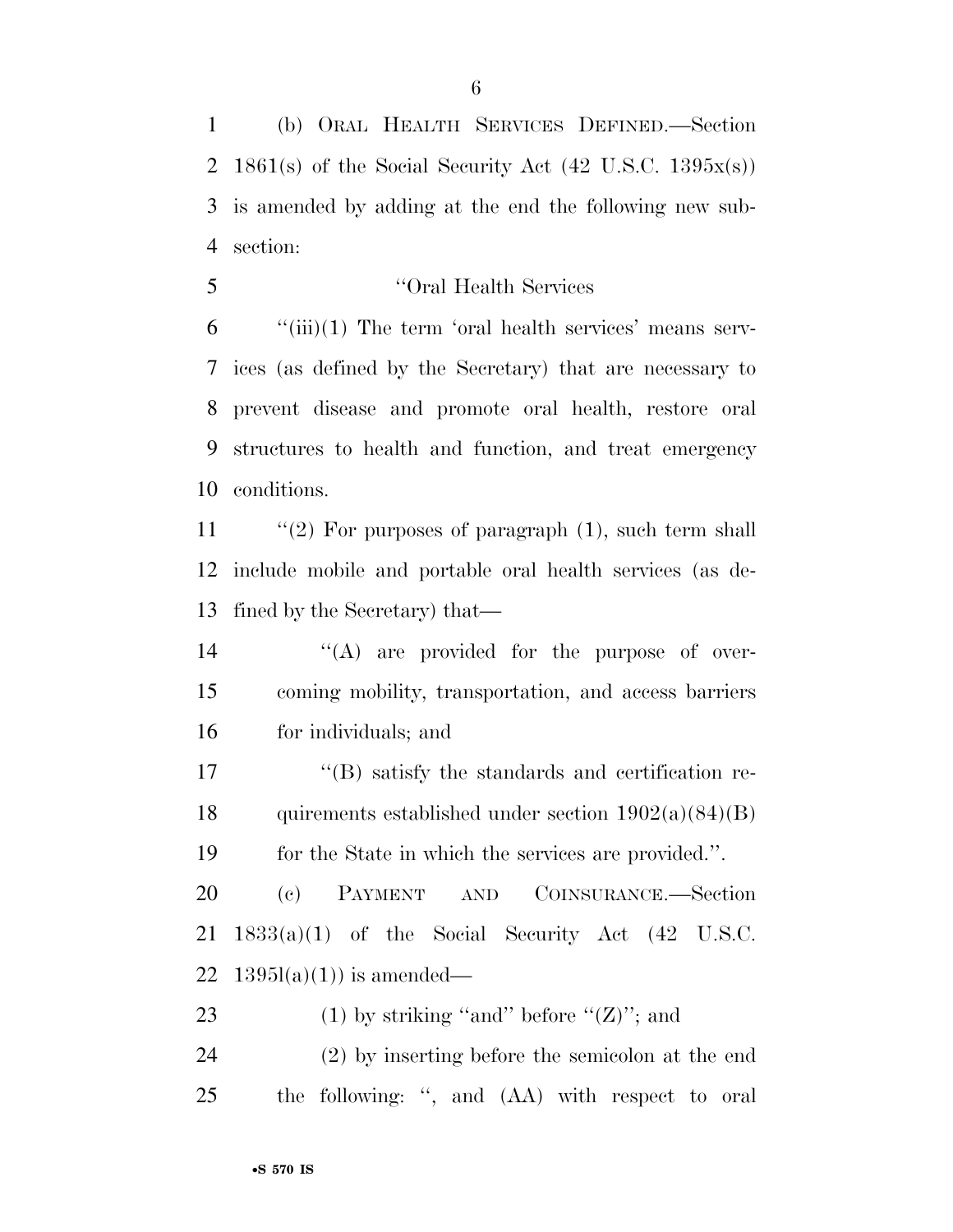(b) ORAL HEALTH SERVICES DEFINED.—Section 1861(s) of the Social Security Act (42 U.S.C. 1395x(s)) is amended by adding at the end the following new subsection:

"Oral Health Services

"(iii)(1) The term 'oral health services' means services (as defined by the Secretary) that are necessary to prevent disease and promote oral health, restore oral structures to health and function, and treat emergency conditions.

"(2) For purposes of paragraph (1), such term shall include mobile and portable oral health services (as defined by the Secretary) that—

"(A) are provided for the purpose of overcoming mobility, transportation, and access barriers for individuals; and

"(B) satisfy the standards and certification requirements established under section 1902(a)(84)(B) for the State in which the services are provided.".

(c) PAYMENT AND COINSURANCE.—Section 1833(a)(1) of the Social Security Act (42 U.S.C. 1395l(a)(1)) is amended—

(1) by striking "and" before "(Z)"; and

(2) by inserting before the semicolon at the end the following: ", and (AA) with respect to oral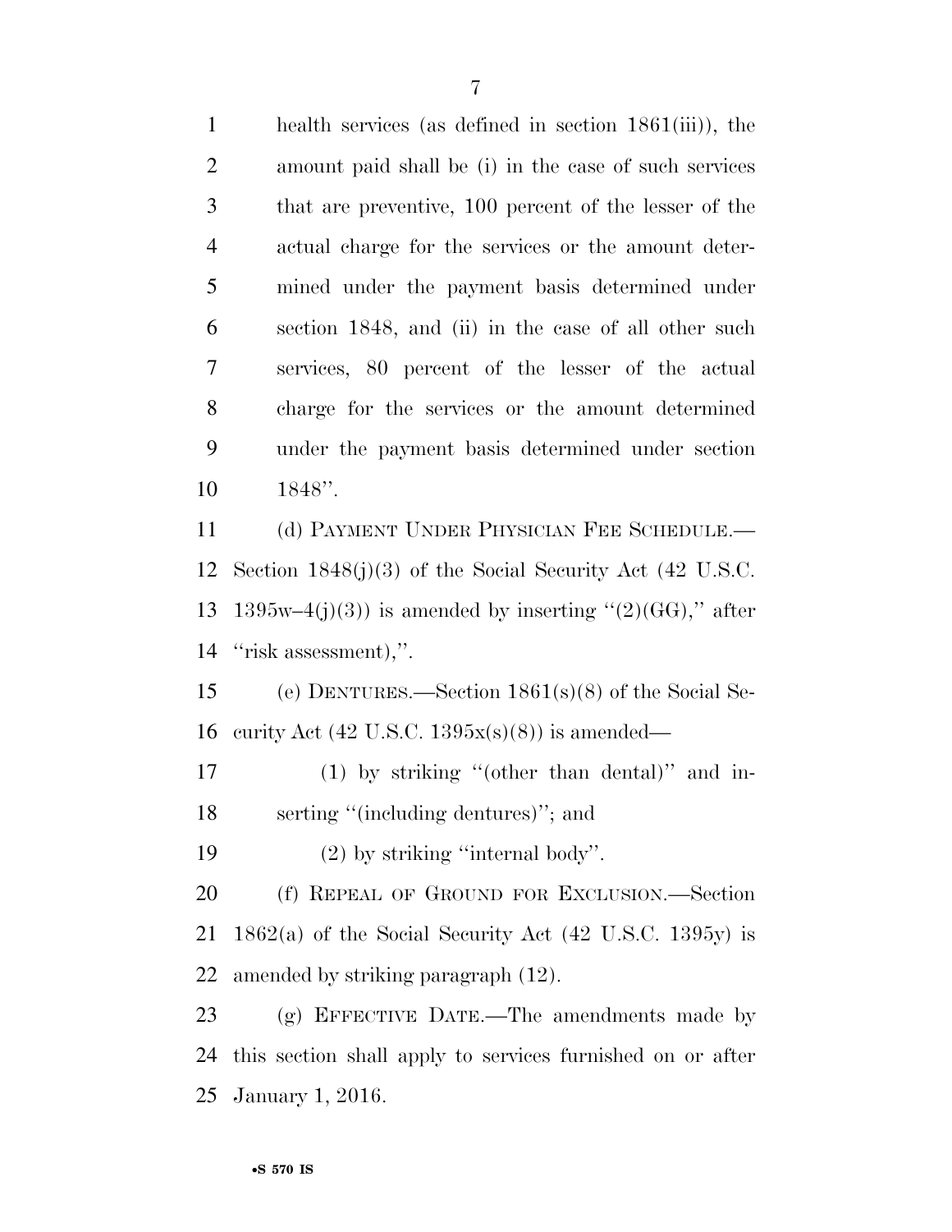health services (as defined in section 1861(iii)), the amount paid shall be (i) in the case of such services that are preventive, 100 percent of the lesser of the actual charge for the services or the amount determined under the payment basis determined under section 1848, and (ii) in the case of all other such services, 80 percent of the lesser of the actual charge for the services or the amount determined under the payment basis determined under section 1848''.

(d) PAYMENT UNDER PHYSICIAN FEE SCHEDULE.—Section 1848(j)(3) of the Social Security Act (42 U.S.C. 1395w–4(j)(3)) is amended by inserting ''(2)(GG),'' after ''risk assessment),''.

(e) DENTURES.—Section 1861(s)(8) of the Social Security Act (42 U.S.C. 1395x(s)(8)) is amended—

(1) by striking ''(other than dental)'' and inserting ''(including dentures)''; and

(2) by striking ''internal body''.

(f) REPEAL OF GROUND FOR EXCLUSION.—Section 1862(a) of the Social Security Act (42 U.S.C. 1395y) is amended by striking paragraph (12).

(g) EFFECTIVE DATE.—The amendments made by this section shall apply to services furnished on or after January 1, 2016.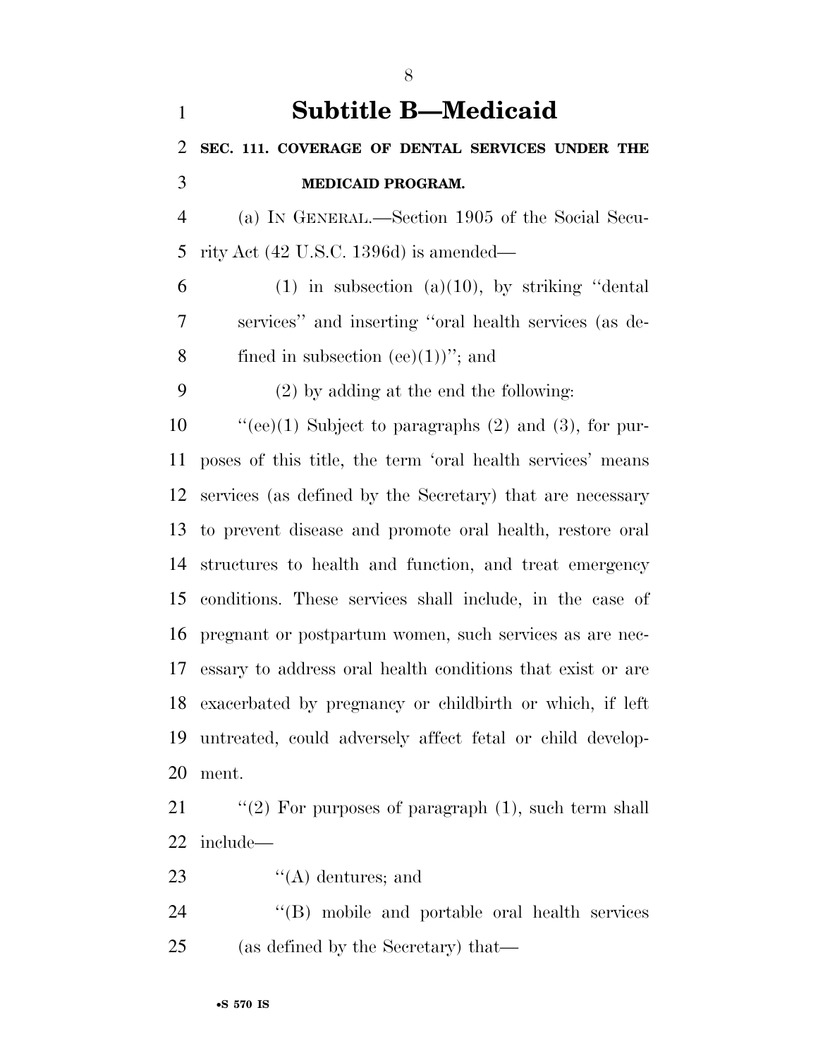# Subtitle B—Medicaid

**SEC. 111. COVERAGE OF DENTAL SERVICES UNDER THE MEDICAID PROGRAM.**

(a) IN GENERAL.—Section 1905 of the Social Security Act (42 U.S.C. 1396d) is amended—

(1) in subsection (a)(10), by striking ''dental services'' and inserting ''oral health services (as defined in subsection (ee)(1))''; and

(2) by adding at the end the following:

''(ee)(1) Subject to paragraphs (2) and (3), for purposes of this title, the term 'oral health services' means services (as defined by the Secretary) that are necessary to prevent disease and promote oral health, restore oral structures to health and function, and treat emergency conditions. These services shall include, in the case of pregnant or postpartum women, such services as are necessary to address oral health conditions that exist or are exacerbated by pregnancy or childbirth or which, if left untreated, could adversely affect fetal or child development.

''(2) For purposes of paragraph (1), such term shall include—

''(A) dentures; and

''(B) mobile and portable oral health services (as defined by the Secretary) that—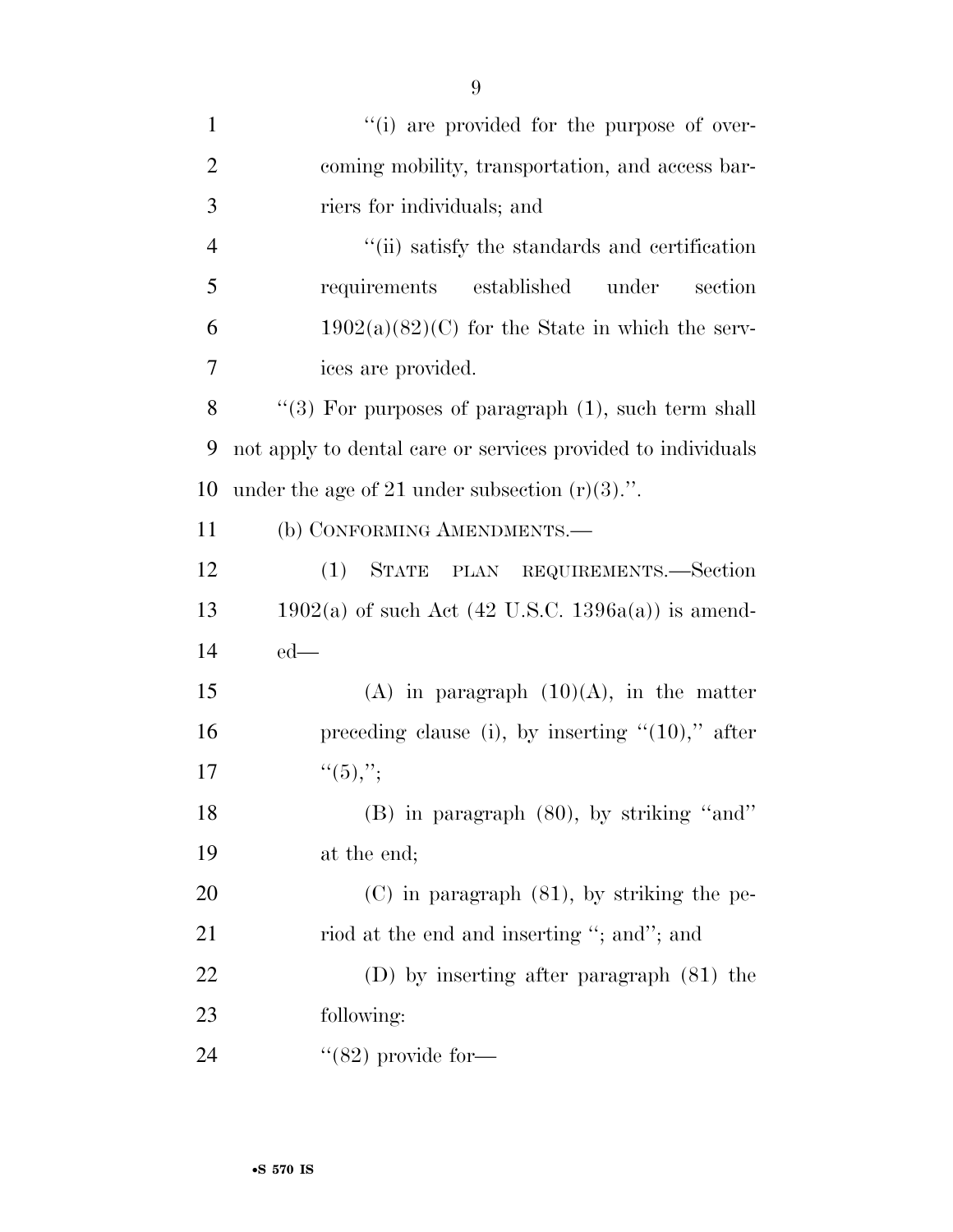"(i) are provided for the purpose of overcoming mobility, transportation, and access barriers for individuals; and

"(ii) satisfy the standards and certification requirements established under section 1902(a)(82)(C) for the State in which the services are provided.

"(3) For purposes of paragraph (1), such term shall not apply to dental care or services provided to individuals under the age of 21 under subsection (r)(3).".

(b) CONFORMING AMENDMENTS.—

(1) STATE PLAN REQUIREMENTS.—Section 1902(a) of such Act (42 U.S.C. 1396a(a)) is amended—

(A) in paragraph (10)(A), in the matter preceding clause (i), by inserting "(10)," after "(5),";

(B) in paragraph (80), by striking "and" at the end;

(C) in paragraph (81), by striking the period at the end and inserting "; and"; and

(D) by inserting after paragraph (81) the following:

"(82) provide for—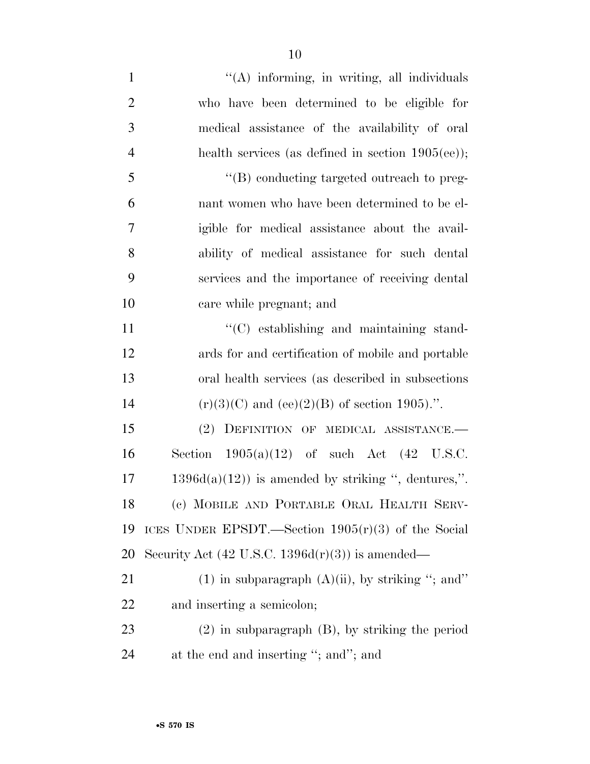''(A) informing, in writing, all individuals who have been determined to be eligible for medical assistance of the availability of oral health services (as defined in section 1905(ee));

''(B) conducting targeted outreach to pregnant women who have been determined to be eligible for medical assistance about the availability of medical assistance for such dental services and the importance of receiving dental care while pregnant; and

''(C) establishing and maintaining standards for and certification of mobile and portable oral health services (as described in subsections (r)(3)(C) and (ee)(2)(B) of section 1905).''.

(2) DEFINITION OF MEDICAL ASSISTANCE.—Section 1905(a)(12) of such Act (42 U.S.C. 1396d(a)(12)) is amended by striking '', dentures,''.

(c) MOBILE AND PORTABLE ORAL HEALTH SERVICES UNDER EPSDT.—Section 1905(r)(3) of the Social Security Act (42 U.S.C. 1396d(r)(3)) is amended—

(1) in subparagraph (A)(ii), by striking ''; and'' and inserting a semicolon;

(2) in subparagraph (B), by striking the period at the end and inserting ''; and''; and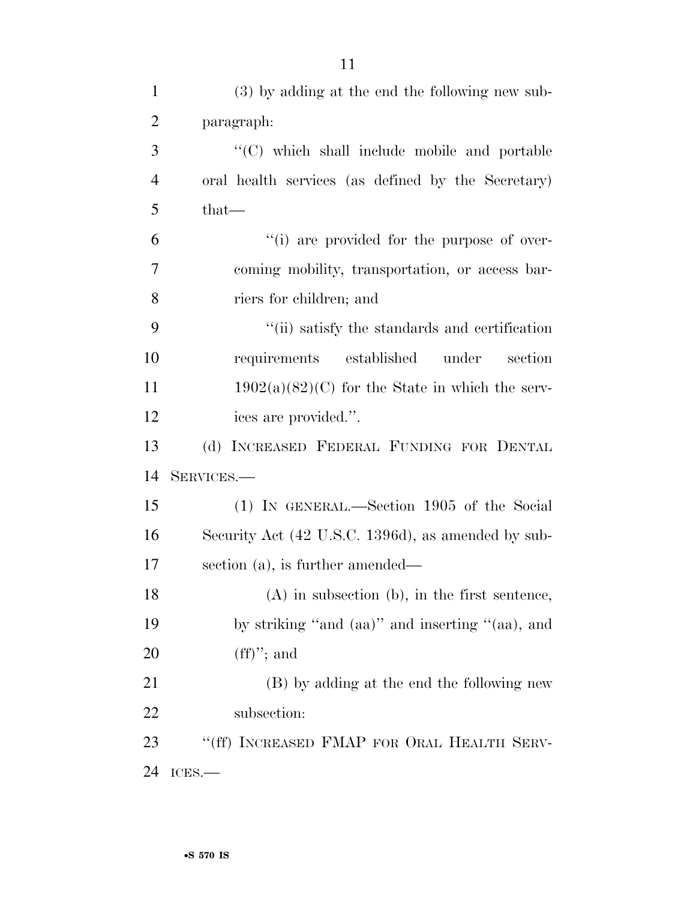(3) by adding at the end the following new subparagraph:

"(C) which shall include mobile and portable oral health services (as defined by the Secretary) that—

"(i) are provided for the purpose of overcoming mobility, transportation, or access barriers for children; and

"(ii) satisfy the standards and certification requirements established under section 1902(a)(82)(C) for the State in which the services are provided.".

(d) INCREASED FEDERAL FUNDING FOR DENTAL SERVICES.—

(1) IN GENERAL.—Section 1905 of the Social Security Act (42 U.S.C. 1396d), as amended by subsection (a), is further amended—

(A) in subsection (b), in the first sentence, by striking "and (aa)" and inserting "(aa), and (ff)"; and

(B) by adding at the end the following new subsection:

"(ff) INCREASED FMAP FOR ORAL HEALTH SERVICES.—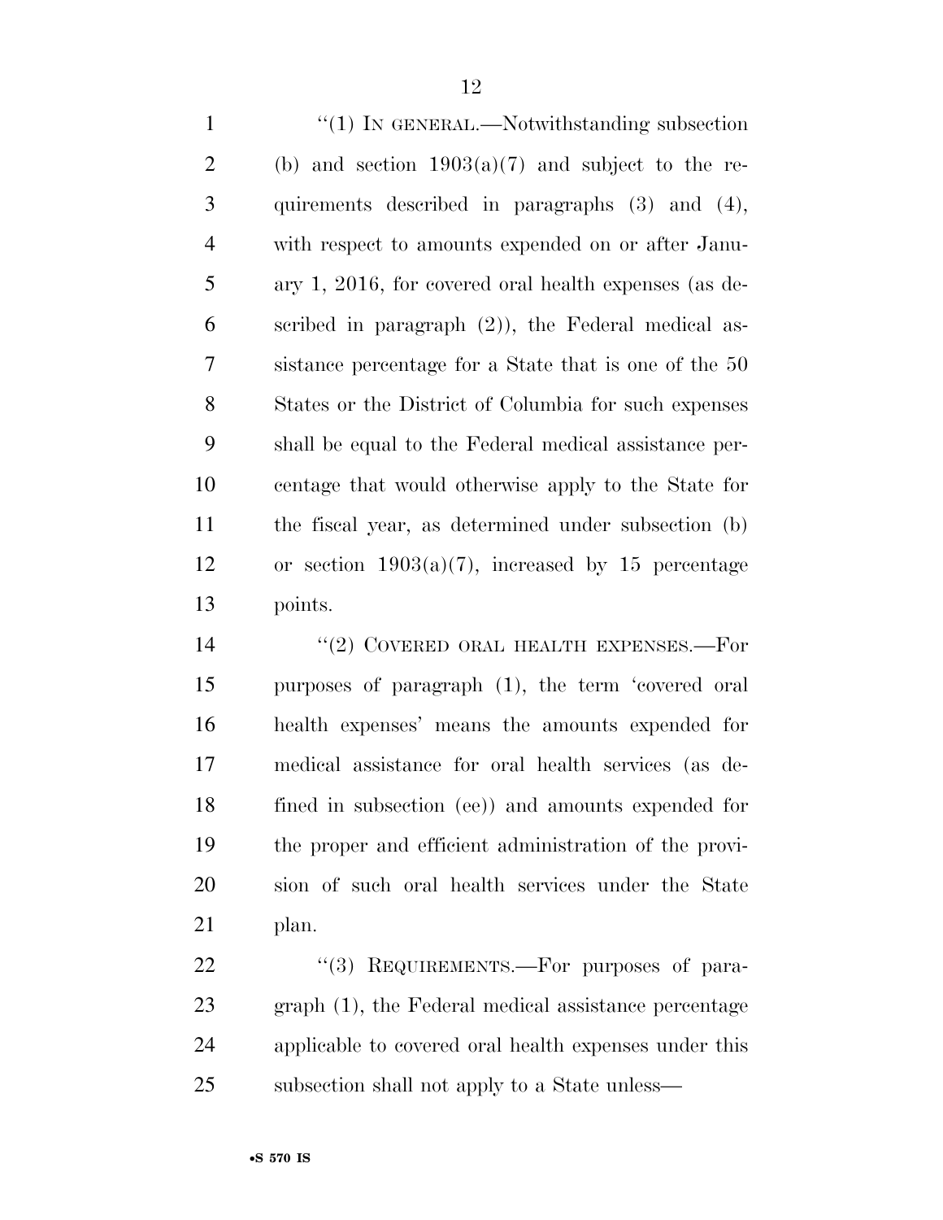"(1) IN GENERAL.—Notwithstanding subsection (b) and section 1903(a)(7) and subject to the requirements described in paragraphs (3) and (4), with respect to amounts expended on or after January 1, 2016, for covered oral health expenses (as described in paragraph (2)), the Federal medical assistance percentage for a State that is one of the 50 States or the District of Columbia for such expenses shall be equal to the Federal medical assistance percentage that would otherwise apply to the State for the fiscal year, as determined under subsection (b) or section 1903(a)(7), increased by 15 percentage points.

"(2) COVERED ORAL HEALTH EXPENSES.—For purposes of paragraph (1), the term 'covered oral health expenses' means the amounts expended for medical assistance for oral health services (as defined in subsection (ee)) and amounts expended for the proper and efficient administration of the provision of such oral health services under the State plan.

"(3) REQUIREMENTS.—For purposes of paragraph (1), the Federal medical assistance percentage applicable to covered oral health expenses under this subsection shall not apply to a State unless—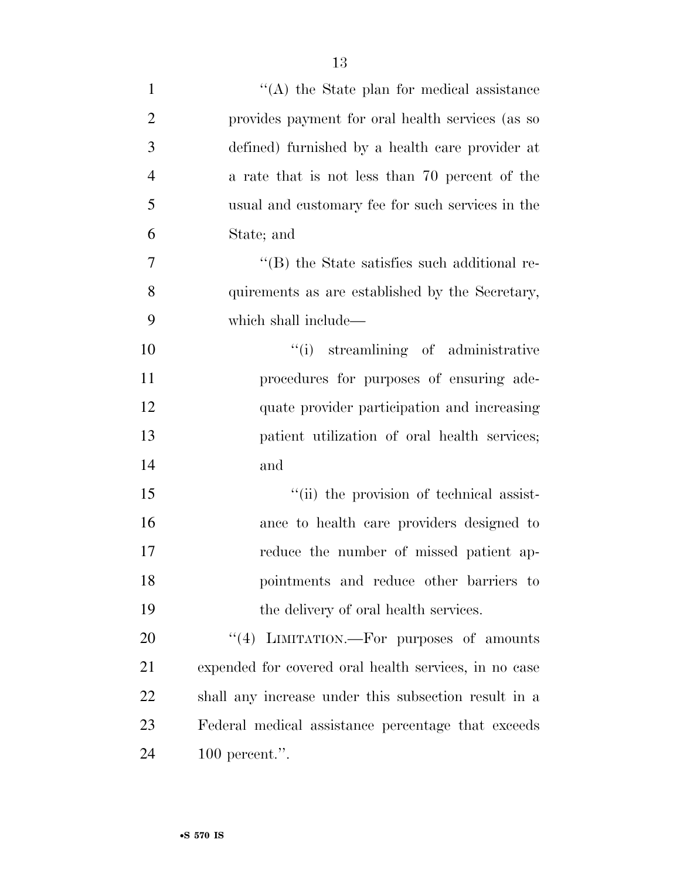''(A) the State plan for medical assistance provides payment for oral health services (as so defined) furnished by a health care provider at a rate that is not less than 70 percent of the usual and customary fee for such services in the State; and

''(B) the State satisfies such additional requirements as are established by the Secretary, which shall include—

''(i) streamlining of administrative procedures for purposes of ensuring adequate provider participation and increasing patient utilization of oral health services; and

''(ii) the provision of technical assistance to health care providers designed to reduce the number of missed patient appointments and reduce other barriers to the delivery of oral health services.

''(4) LIMITATION.—For purposes of amounts expended for covered oral health services, in no case shall any increase under this subsection result in a Federal medical assistance percentage that exceeds 100 percent.''.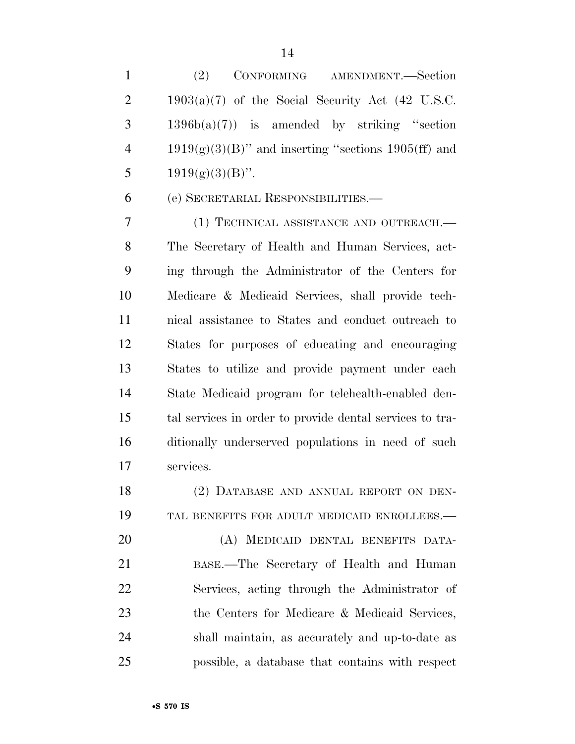(2) CONFORMING AMENDMENT.—Section 1903(a)(7) of the Social Security Act (42 U.S.C. 1396b(a)(7)) is amended by striking "section 1919(g)(3)(B)" and inserting "sections 1905(ff) and 1919(g)(3)(B)".

(e) SECRETARIAL RESPONSIBILITIES.—

(1) TECHNICAL ASSISTANCE AND OUTREACH.—The Secretary of Health and Human Services, acting through the Administrator of the Centers for Medicare & Medicaid Services, shall provide technical assistance to States and conduct outreach to States for purposes of educating and encouraging States to utilize and provide payment under each State Medicaid program for telehealth-enabled dental services in order to provide dental services to traditionally underserved populations in need of such services.

(2) DATABASE AND ANNUAL REPORT ON DENTAL BENEFITS FOR ADULT MEDICAID ENROLLEES.—

(A) MEDICAID DENTAL BENEFITS DATABASE.—The Secretary of Health and Human Services, acting through the Administrator of the Centers for Medicare & Medicaid Services, shall maintain, as accurately and up-to-date as possible, a database that contains with respect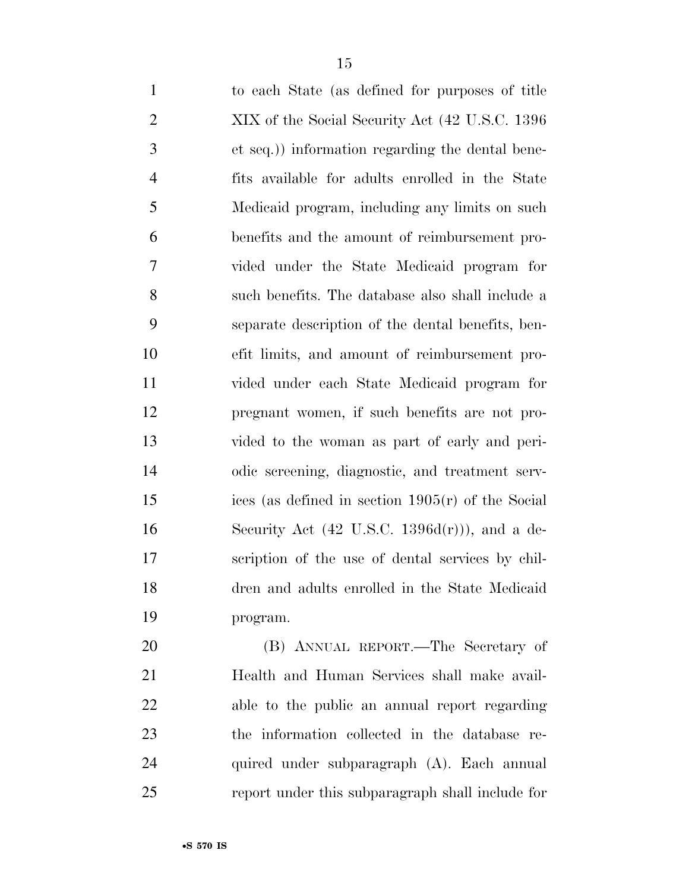to each State (as defined for purposes of title XIX of the Social Security Act (42 U.S.C. 1396 et seq.)) information regarding the dental benefits available for adults enrolled in the State Medicaid program, including any limits on such benefits and the amount of reimbursement provided under the State Medicaid program for such benefits. The database also shall include a separate description of the dental benefits, benefit limits, and amount of reimbursement provided under each State Medicaid program for pregnant women, if such benefits are not provided to the woman as part of early and periodic screening, diagnostic, and treatment services (as defined in section 1905(r) of the Social Security Act (42 U.S.C. 1396d(r))), and a description of the use of dental services by children and adults enrolled in the State Medicaid program.

(B) ANNUAL REPORT.—The Secretary of Health and Human Services shall make available to the public an annual report regarding the information collected in the database required under subparagraph (A). Each annual report under this subparagraph shall include for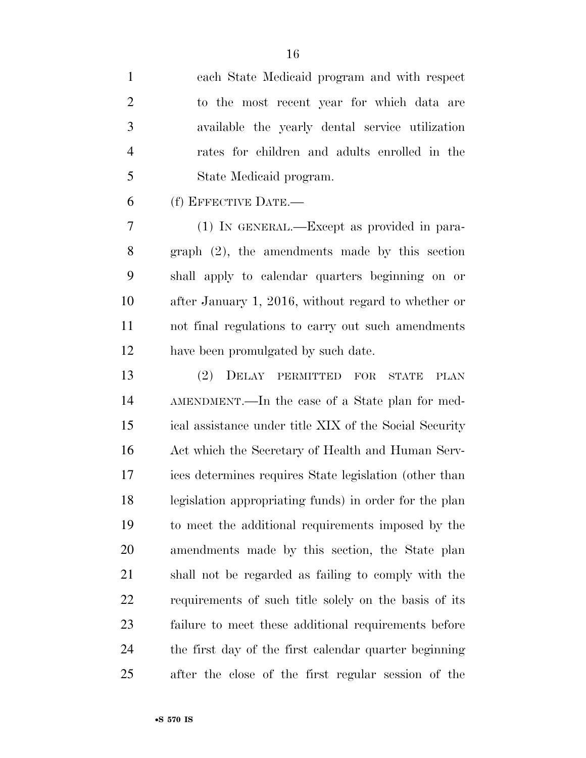each State Medicaid program and with respect to the most recent year for which data are available the yearly dental service utilization rates for children and adults enrolled in the State Medicaid program.

(f) EFFECTIVE DATE.—

(1) IN GENERAL.—Except as provided in paragraph (2), the amendments made by this section shall apply to calendar quarters beginning on or after January 1, 2016, without regard to whether or not final regulations to carry out such amendments have been promulgated by such date.

(2) DELAY PERMITTED FOR STATE PLAN AMENDMENT.—In the case of a State plan for medical assistance under title XIX of the Social Security Act which the Secretary of Health and Human Services determines requires State legislation (other than legislation appropriating funds) in order for the plan to meet the additional requirements imposed by the amendments made by this section, the State plan shall not be regarded as failing to comply with the requirements of such title solely on the basis of its failure to meet these additional requirements before the first day of the first calendar quarter beginning after the close of the first regular session of the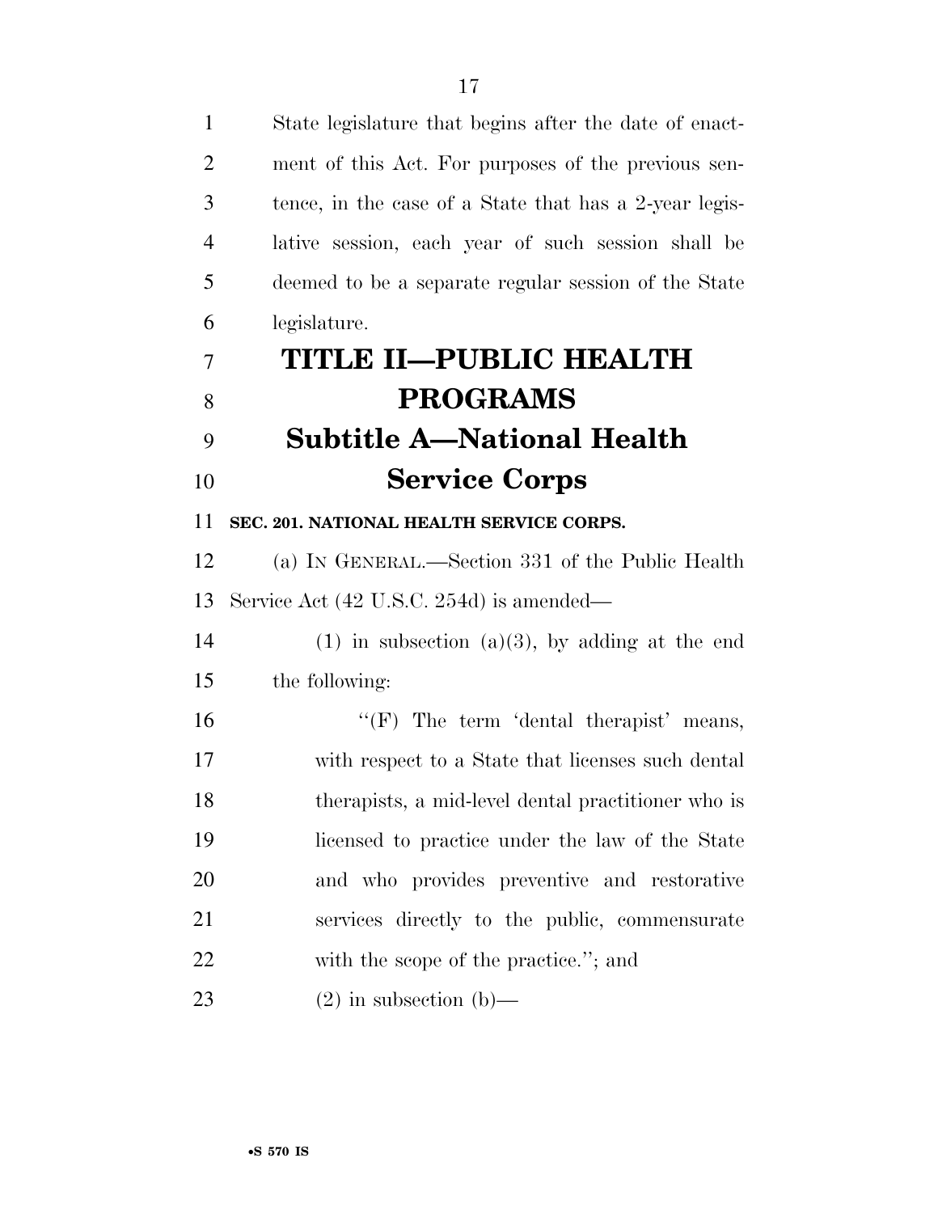State legislature that begins after the date of enactment of this Act. For purposes of the previous sentence, in the case of a State that has a 2-year legislative session, each year of such session shall be deemed to be a separate regular session of the State legislature.

# TITLE II—PUBLIC HEALTH PROGRAMS

## Subtitle A—National Health Service Corps

### SEC. 201. NATIONAL HEALTH SERVICE CORPS.

(a) IN GENERAL.—Section 331 of the Public Health Service Act (42 U.S.C. 254d) is amended—

(1) in subsection (a)(3), by adding at the end the following:

"(F) The term 'dental therapist' means, with respect to a State that licenses such dental therapists, a mid-level dental practitioner who is licensed to practice under the law of the State and who provides preventive and restorative services directly to the public, commensurate with the scope of the practice."; and

(2) in subsection (b)—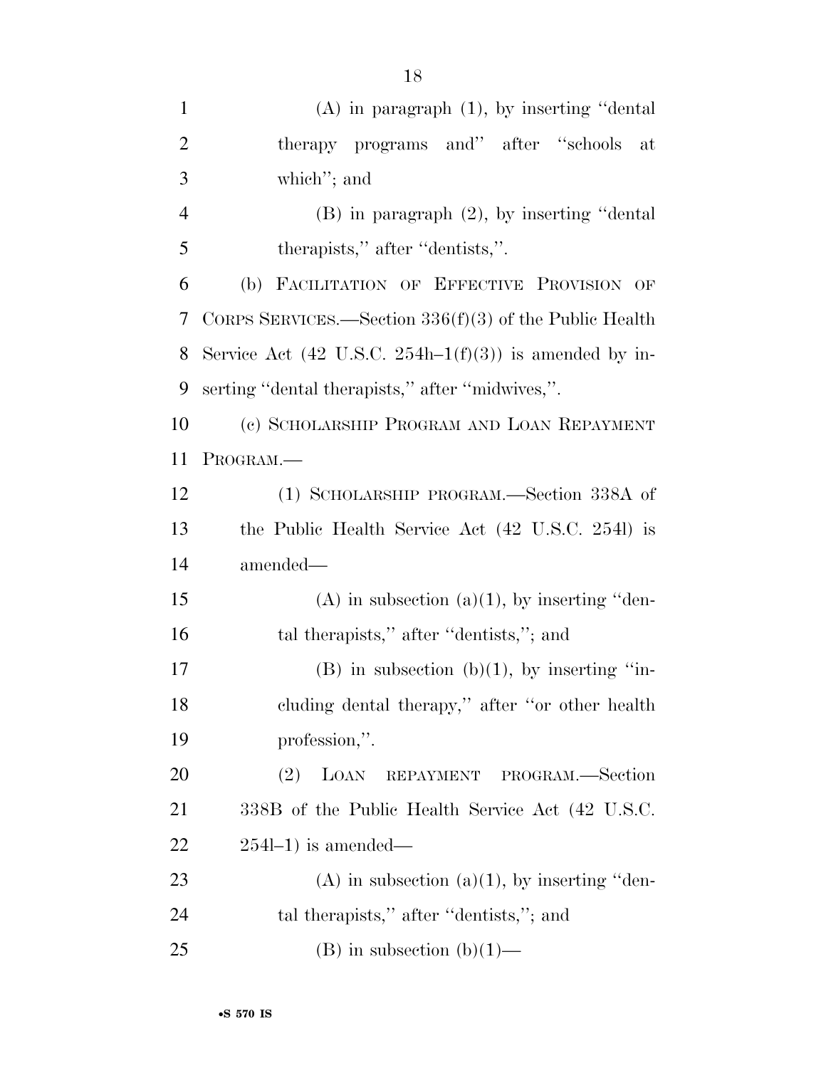(A) in paragraph (1), by inserting ''dental therapy programs and'' after ''schools at which''; and

(B) in paragraph (2), by inserting ''dental therapists,'' after ''dentists,''.

(b) FACILITATION OF EFFECTIVE PROVISION OF CORPS SERVICES.—Section 336(f)(3) of the Public Health Service Act (42 U.S.C. 254h–1(f)(3)) is amended by inserting ''dental therapists,'' after ''midwives,''.

(c) SCHOLARSHIP PROGRAM AND LOAN REPAYMENT PROGRAM.—

(1) SCHOLARSHIP PROGRAM.—Section 338A of the Public Health Service Act (42 U.S.C. 254l) is amended—

(A) in subsection (a)(1), by inserting ''dental therapists,'' after ''dentists,''; and

(B) in subsection (b)(1), by inserting ''including dental therapy,'' after ''or other health profession,''.

(2) LOAN REPAYMENT PROGRAM.—Section 338B of the Public Health Service Act (42 U.S.C. 254l–1) is amended—

(A) in subsection (a)(1), by inserting ''dental therapists,'' after ''dentists,''; and

(B) in subsection (b)(1)—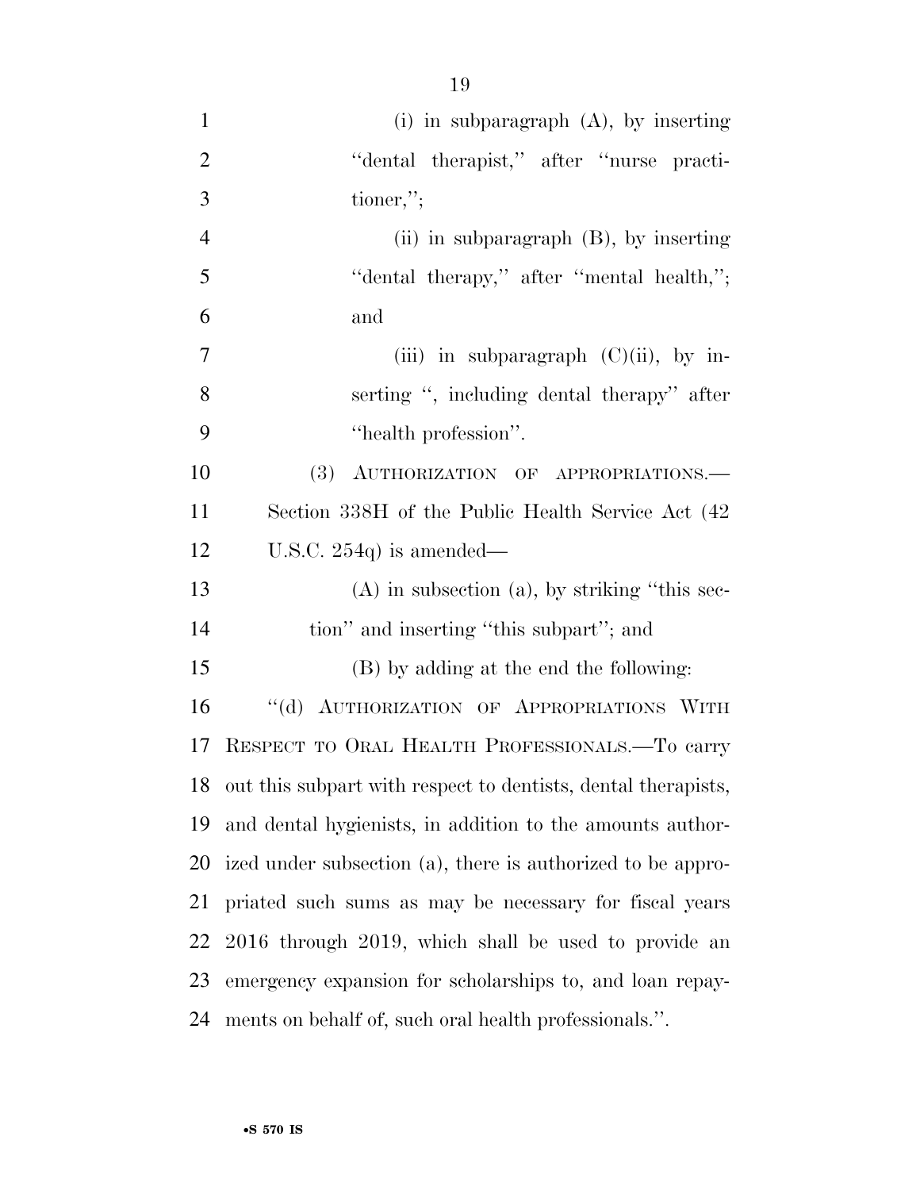(i) in subparagraph (A), by inserting "dental therapist," after "nurse practitioner,";

(ii) in subparagraph (B), by inserting "dental therapy," after "mental health,"; and

(iii) in subparagraph (C)(ii), by inserting ", including dental therapy" after "health profession".

(3) AUTHORIZATION OF APPROPRIATIONS.—Section 338H of the Public Health Service Act (42 U.S.C. 254q) is amended—

(A) in subsection (a), by striking "this section" and inserting "this subpart"; and

(B) by adding at the end the following:

"(d) AUTHORIZATION OF APPROPRIATIONS WITH RESPECT TO ORAL HEALTH PROFESSIONALS.—To carry out this subpart with respect to dentists, dental therapists, and dental hygienists, in addition to the amounts authorized under subsection (a), there is authorized to be appropriated such sums as may be necessary for fiscal years 2016 through 2019, which shall be used to provide an emergency expansion for scholarships to, and loan repayments on behalf of, such oral health professionals.".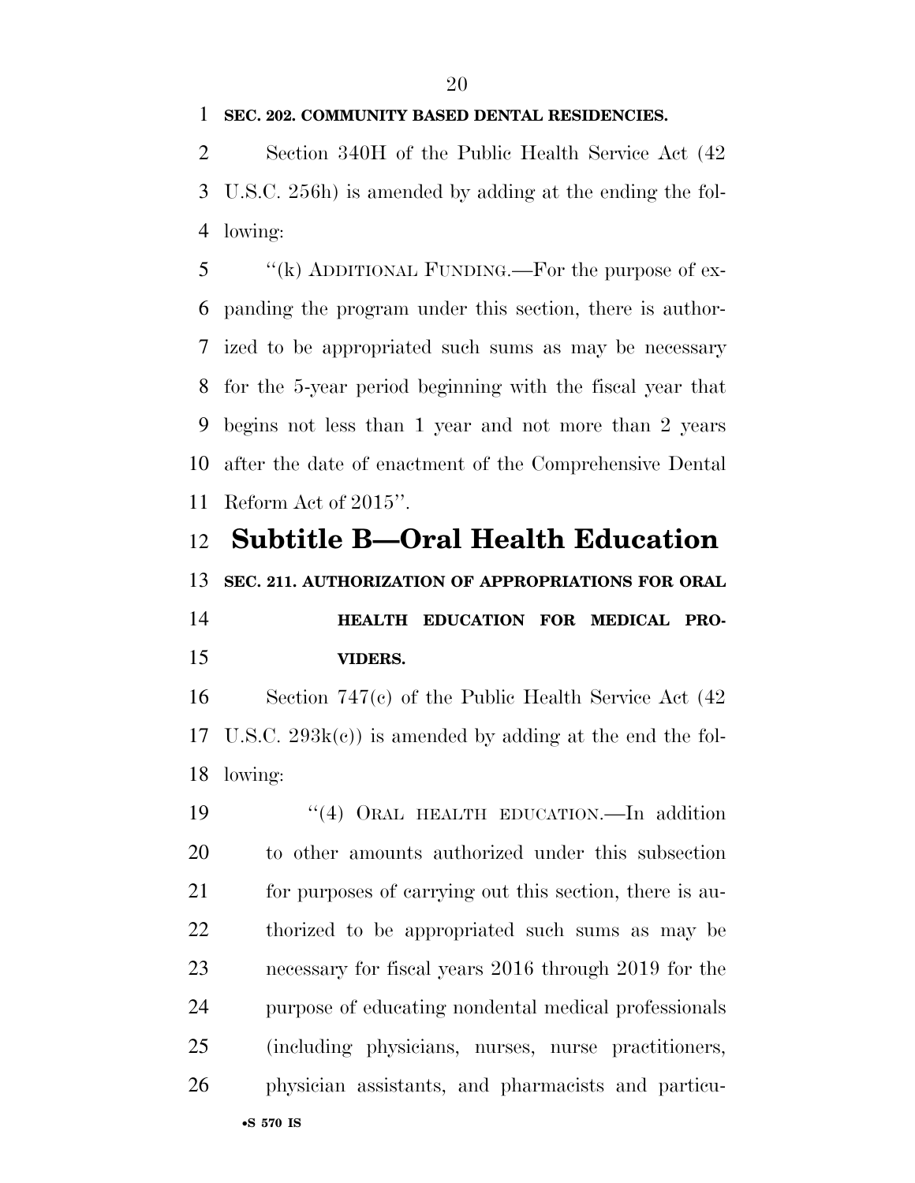**SEC. 202. COMMUNITY BASED DENTAL RESIDENCIES.**

Section 340H of the Public Health Service Act (42 U.S.C. 256h) is amended by adding at the ending the following:

"(k) ADDITIONAL FUNDING.—For the purpose of expanding the program under this section, there is authorized to be appropriated such sums as may be necessary for the 5-year period beginning with the fiscal year that begins not less than 1 year and not more than 2 years after the date of enactment of the Comprehensive Dental Reform Act of 2015".

## Subtitle B—Oral Health Education

**SEC. 211. AUTHORIZATION OF APPROPRIATIONS FOR ORAL HEALTH EDUCATION FOR MEDICAL PROVIDERS.**

Section 747(c) of the Public Health Service Act (42 U.S.C. 293k(c)) is amended by adding at the end the following:

"(4) ORAL HEALTH EDUCATION.—In addition to other amounts authorized under this subsection for purposes of carrying out this section, there is authorized to be appropriated such sums as may be necessary for fiscal years 2016 through 2019 for the purpose of educating nondental medical professionals (including physicians, nurses, nurse practitioners, physician assistants, and pharmacists and particu-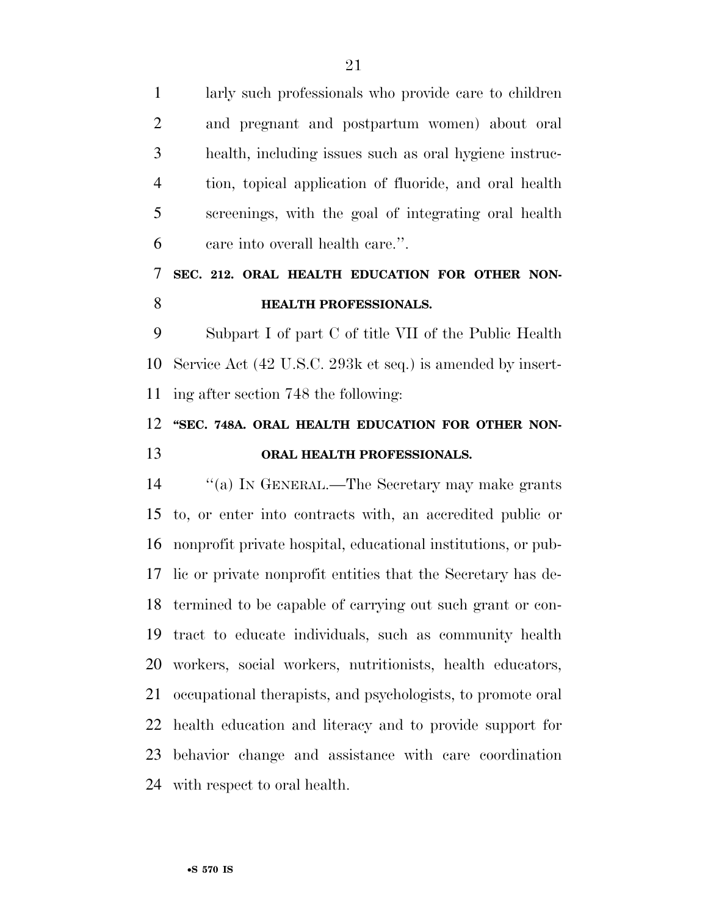larly such professionals who provide care to children and pregnant and postpartum women) about oral health, including issues such as oral hygiene instruction, topical application of fluoride, and oral health screenings, with the goal of integrating oral health care into overall health care.''.

**SEC. 212. ORAL HEALTH EDUCATION FOR OTHER NON-HEALTH PROFESSIONALS.**

Subpart I of part C of title VII of the Public Health Service Act (42 U.S.C. 293k et seq.) is amended by inserting after section 748 the following:

**''SEC. 748A. ORAL HEALTH EDUCATION FOR OTHER NON-ORAL HEALTH PROFESSIONALS.**

''(a) IN GENERAL.—The Secretary may make grants to, or enter into contracts with, an accredited public or nonprofit private hospital, educational institutions, or public or private nonprofit entities that the Secretary has determined to be capable of carrying out such grant or contract to educate individuals, such as community health workers, social workers, nutritionists, health educators, occupational therapists, and psychologists, to promote oral health education and literacy and to provide support for behavior change and assistance with care coordination with respect to oral health.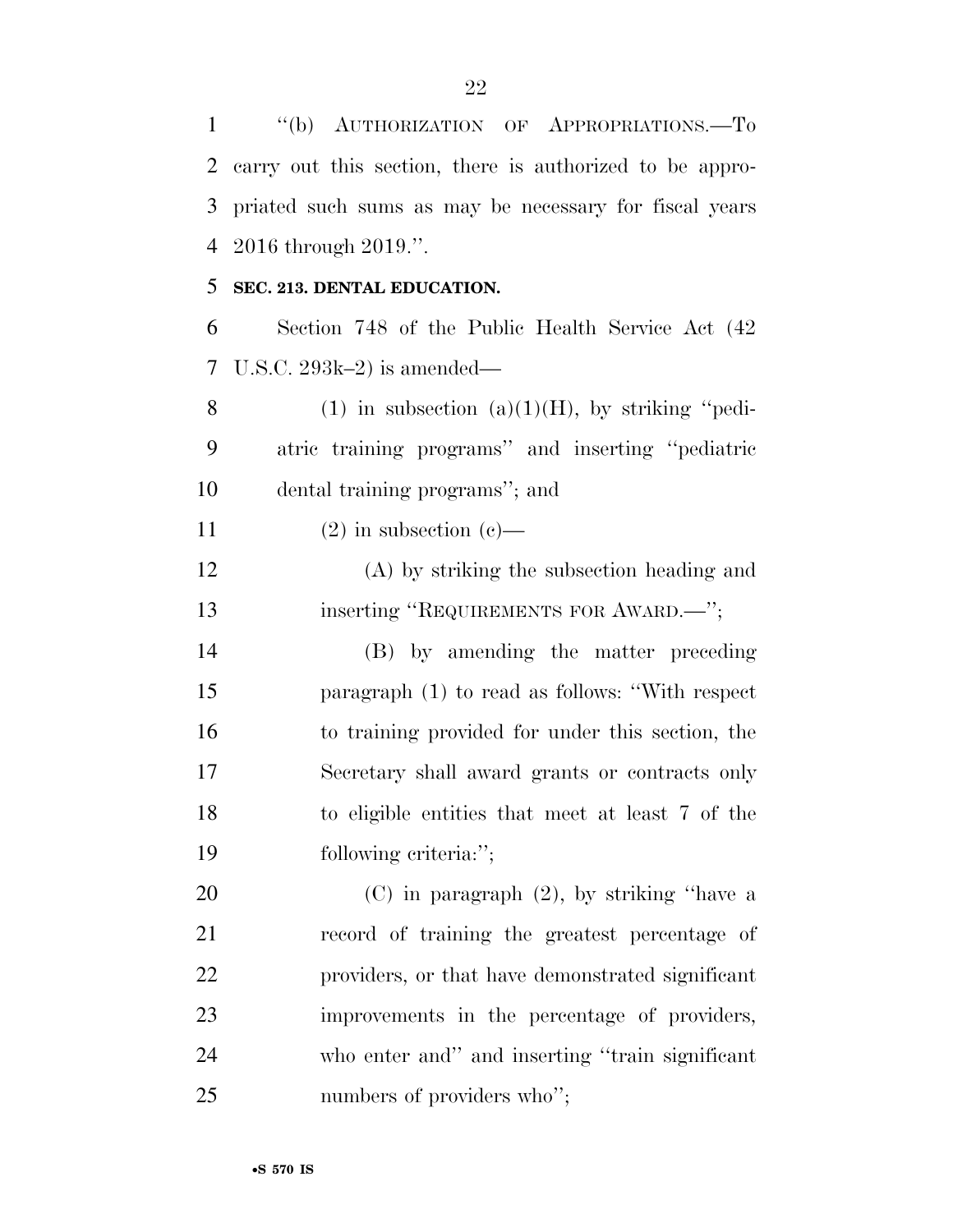"(b) AUTHORIZATION OF APPROPRIATIONS.—To carry out this section, there is authorized to be appropriated such sums as may be necessary for fiscal years 2016 through 2019.".

**SEC. 213. DENTAL EDUCATION.**

Section 748 of the Public Health Service Act (42 U.S.C. 293k–2) is amended—

(1) in subsection (a)(1)(H), by striking "pediatric training programs" and inserting "pediatric dental training programs"; and

(2) in subsection (c)—

(A) by striking the subsection heading and inserting "REQUIREMENTS FOR AWARD.—";

(B) by amending the matter preceding paragraph (1) to read as follows: "With respect to training provided for under this section, the Secretary shall award grants or contracts only to eligible entities that meet at least 7 of the following criteria:";

(C) in paragraph (2), by striking "have a record of training the greatest percentage of providers, or that have demonstrated significant improvements in the percentage of providers, who enter and" and inserting "train significant numbers of providers who";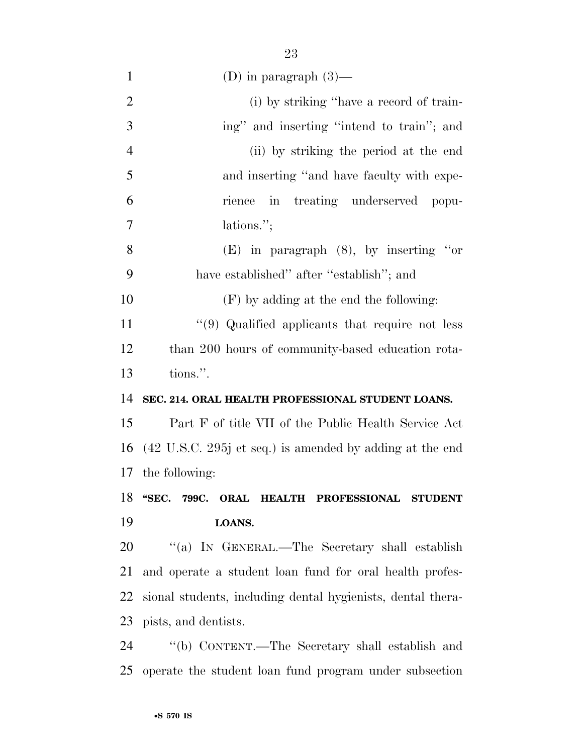(D) in paragraph (3)—

(i) by striking "have a record of training" and inserting "intend to train"; and

(ii) by striking the period at the end and inserting "and have faculty with experience in treating underserved populations.";

(E) in paragraph (8), by inserting "or have established" after "establish"; and

(F) by adding at the end the following:

"(9) Qualified applicants that require not less than 200 hours of community-based education rotations.".

**SEC. 214. ORAL HEALTH PROFESSIONAL STUDENT LOANS.**

Part F of title VII of the Public Health Service Act (42 U.S.C. 295j et seq.) is amended by adding at the end the following:

**"SEC. 799C. ORAL HEALTH PROFESSIONAL STUDENT LOANS.**

"(a) IN GENERAL.—The Secretary shall establish and operate a student loan fund for oral health professional students, including dental hygienists, dental therapists, and dentists.

"(b) CONTENT.—The Secretary shall establish and operate the student loan fund program under subsection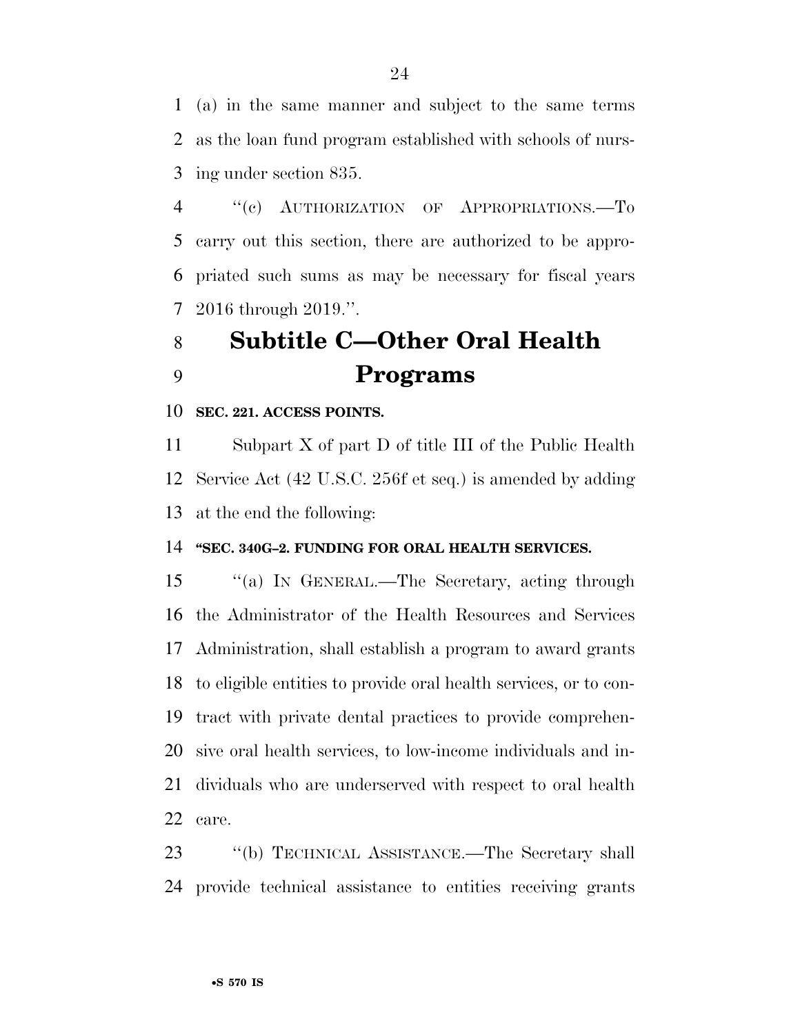(a) in the same manner and subject to the same terms as the loan fund program established with schools of nursing under section 835.

"(c) AUTHORIZATION OF APPROPRIATIONS.—To carry out this section, there are authorized to be appropriated such sums as may be necessary for fiscal years 2016 through 2019.".

## Subtitle C—Other Oral Health Programs

**SEC. 221. ACCESS POINTS.**

Subpart X of part D of title III of the Public Health Service Act (42 U.S.C. 256f et seq.) is amended by adding at the end the following:

**"SEC. 340G–2. FUNDING FOR ORAL HEALTH SERVICES.**

"(a) IN GENERAL.—The Secretary, acting through the Administrator of the Health Resources and Services Administration, shall establish a program to award grants to eligible entities to provide oral health services, or to contract with private dental practices to provide comprehensive oral health services, to low-income individuals and individuals who are underserved with respect to oral health care.

"(b) TECHNICAL ASSISTANCE.—The Secretary shall provide technical assistance to entities receiving grants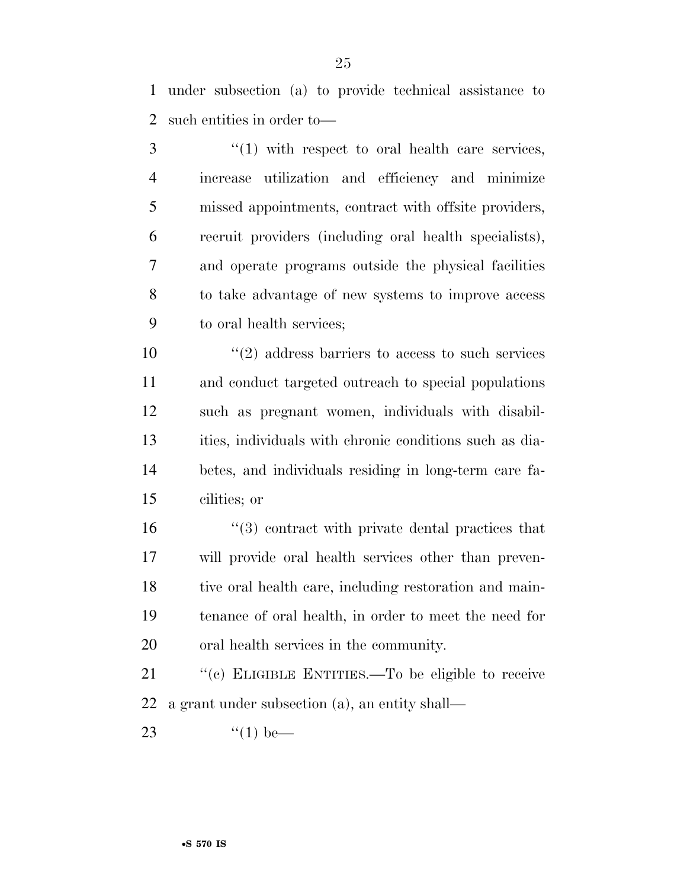under subsection (a) to provide technical assistance to such entities in order to—

"(1) with respect to oral health care services, increase utilization and efficiency and minimize missed appointments, contract with offsite providers, recruit providers (including oral health specialists), and operate programs outside the physical facilities to take advantage of new systems to improve access to oral health services;

"(2) address barriers to access to such services and conduct targeted outreach to special populations such as pregnant women, individuals with disabilities, individuals with chronic conditions such as diabetes, and individuals residing in long-term care facilities; or

"(3) contract with private dental practices that will provide oral health services other than preventive oral health care, including restoration and maintenance of oral health, in order to meet the need for oral health services in the community.

"(c) ELIGIBLE ENTITIES.—To be eligible to receive a grant under subsection (a), an entity shall—

"(1) be—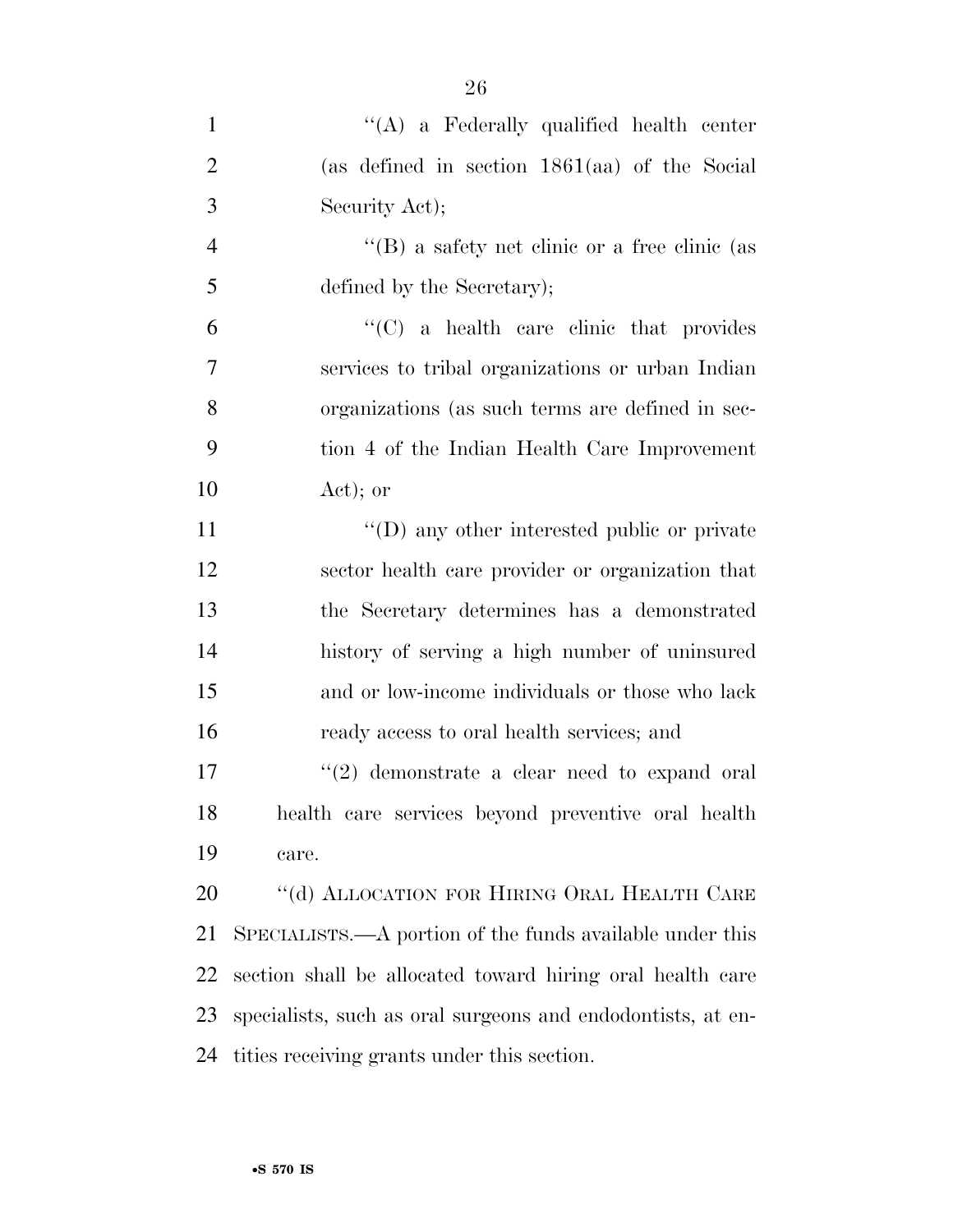''(A) a Federally qualified health center (as defined in section 1861(aa) of the Social Security Act);

''(B) a safety net clinic or a free clinic (as defined by the Secretary);

''(C) a health care clinic that provides services to tribal organizations or urban Indian organizations (as such terms are defined in section 4 of the Indian Health Care Improvement Act); or

''(D) any other interested public or private sector health care provider or organization that the Secretary determines has a demonstrated history of serving a high number of uninsured and or low-income individuals or those who lack ready access to oral health services; and

''(2) demonstrate a clear need to expand oral health care services beyond preventive oral health care.

''(d) ALLOCATION FOR HIRING ORAL HEALTH CARE SPECIALISTS.—A portion of the funds available under this section shall be allocated toward hiring oral health care specialists, such as oral surgeons and endodontists, at entities receiving grants under this section.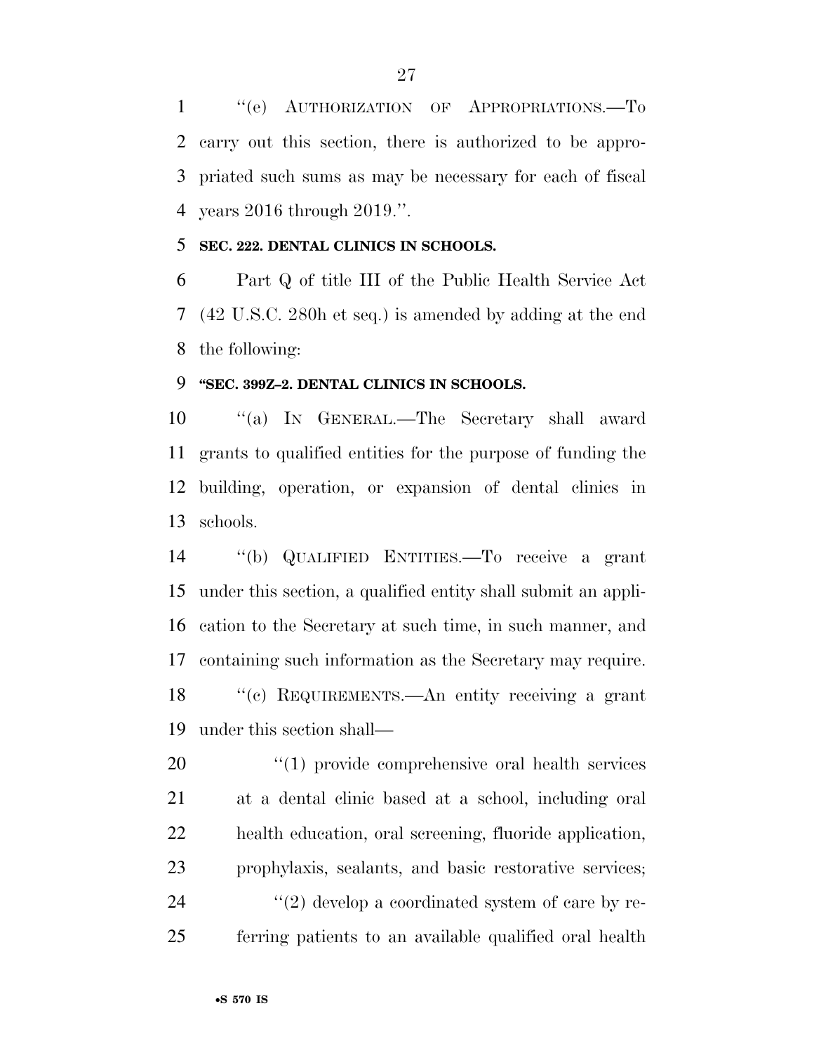"(e) AUTHORIZATION OF APPROPRIATIONS.—To carry out this section, there is authorized to be appropriated such sums as may be necessary for each of fiscal years 2016 through 2019.".

**SEC. 222. DENTAL CLINICS IN SCHOOLS.**

Part Q of title III of the Public Health Service Act (42 U.S.C. 280h et seq.) is amended by adding at the end the following:

**"SEC. 399Z–2. DENTAL CLINICS IN SCHOOLS.**

"(a) IN GENERAL.—The Secretary shall award grants to qualified entities for the purpose of funding the building, operation, or expansion of dental clinics in schools.

"(b) QUALIFIED ENTITIES.—To receive a grant under this section, a qualified entity shall submit an application to the Secretary at such time, in such manner, and containing such information as the Secretary may require.

"(c) REQUIREMENTS.—An entity receiving a grant under this section shall—

"(1) provide comprehensive oral health services at a dental clinic based at a school, including oral health education, oral screening, fluoride application, prophylaxis, sealants, and basic restorative services;

"(2) develop a coordinated system of care by referring patients to an available qualified oral health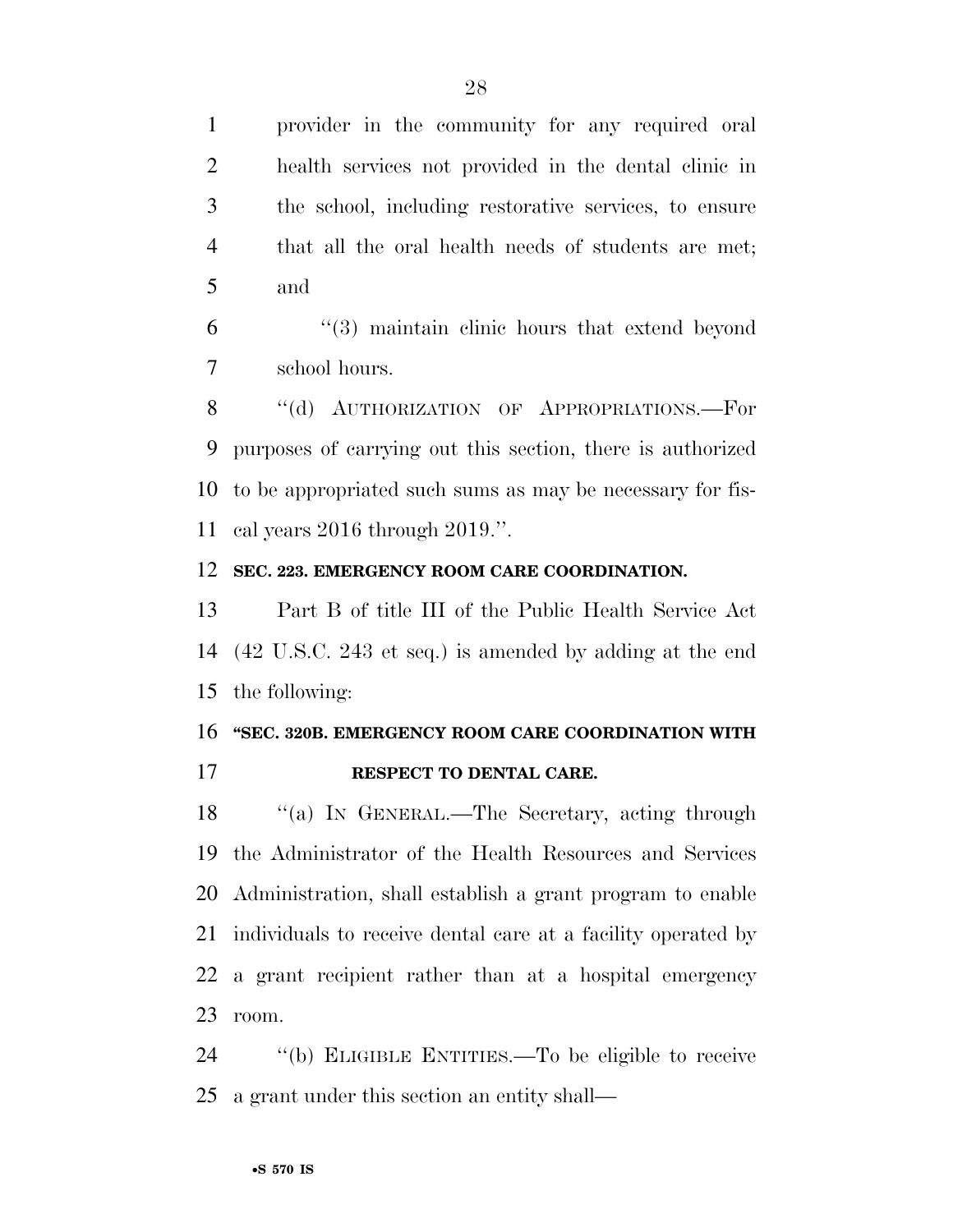provider in the community for any required oral health services not provided in the dental clinic in the school, including restorative services, to ensure that all the oral health needs of students are met; and

"(3) maintain clinic hours that extend beyond school hours.

"(d) AUTHORIZATION OF APPROPRIATIONS.—For purposes of carrying out this section, there is authorized to be appropriated such sums as may be necessary for fiscal years 2016 through 2019.".

**SEC. 223. EMERGENCY ROOM CARE COORDINATION.**

Part B of title III of the Public Health Service Act (42 U.S.C. 243 et seq.) is amended by adding at the end the following:

**"SEC. 320B. EMERGENCY ROOM CARE COORDINATION WITH RESPECT TO DENTAL CARE.**

"(a) IN GENERAL.—The Secretary, acting through the Administrator of the Health Resources and Services Administration, shall establish a grant program to enable individuals to receive dental care at a facility operated by a grant recipient rather than at a hospital emergency room.

"(b) ELIGIBLE ENTITIES.—To be eligible to receive a grant under this section an entity shall—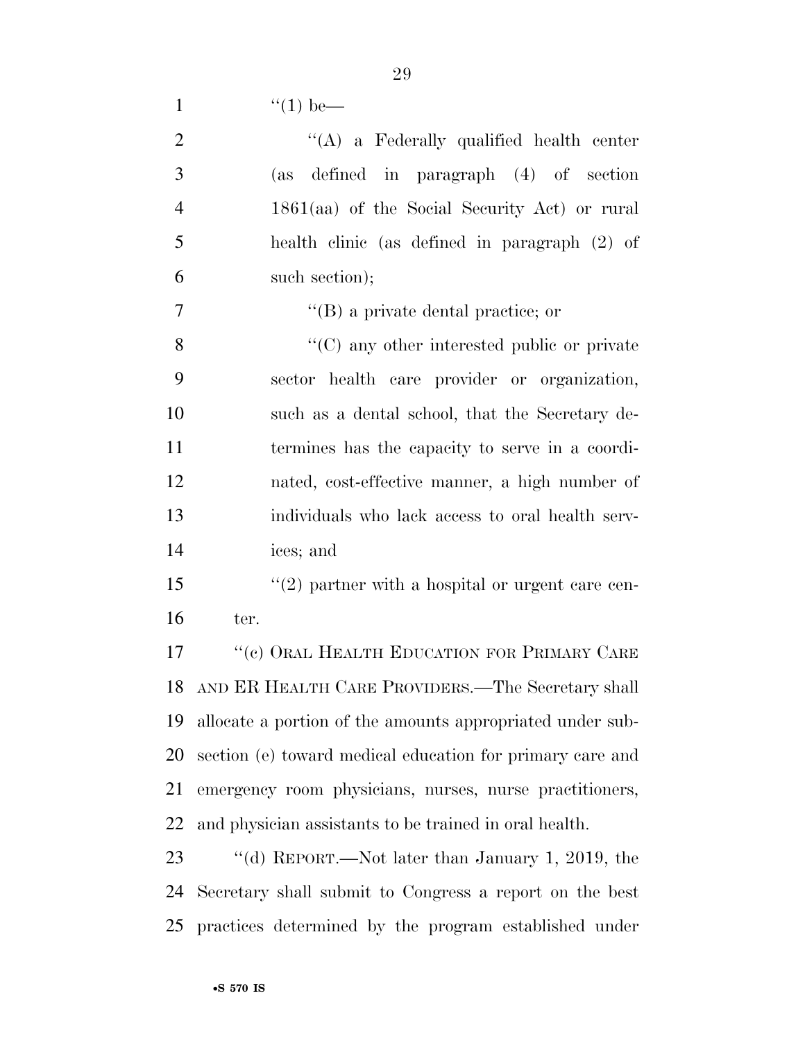"(1) be—

"(A) a Federally qualified health center (as defined in paragraph (4) of section 1861(aa) of the Social Security Act) or rural health clinic (as defined in paragraph (2) of such section);

"(B) a private dental practice; or

"(C) any other interested public or private sector health care provider or organization, such as a dental school, that the Secretary determines has the capacity to serve in a coordinated, cost-effective manner, a high number of individuals who lack access to oral health services; and

"(2) partner with a hospital or urgent care center.

"(c) ORAL HEALTH EDUCATION FOR PRIMARY CARE AND ER HEALTH CARE PROVIDERS.—The Secretary shall allocate a portion of the amounts appropriated under subsection (e) toward medical education for primary care and emergency room physicians, nurses, nurse practitioners, and physician assistants to be trained in oral health.

"(d) REPORT.—Not later than January 1, 2019, the Secretary shall submit to Congress a report on the best practices determined by the program established under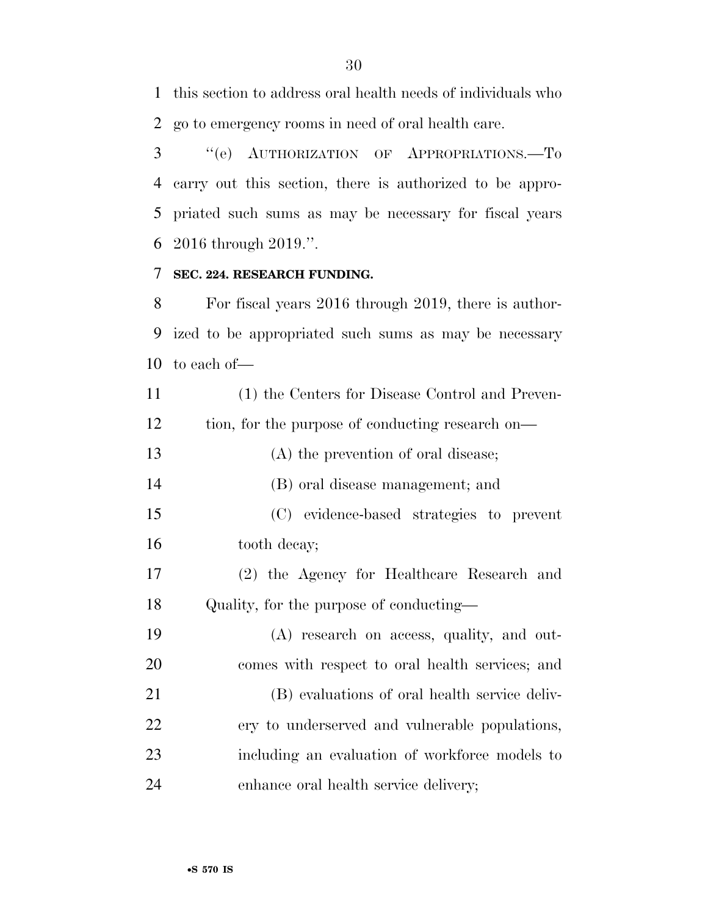this section to address oral health needs of individuals who go to emergency rooms in need of oral health care.

"(e) AUTHORIZATION OF APPROPRIATIONS.—To carry out this section, there is authorized to be appropriated such sums as may be necessary for fiscal years 2016 through 2019.".

**SEC. 224. RESEARCH FUNDING.**

For fiscal years 2016 through 2019, there is authorized to be appropriated such sums as may be necessary to each of—

(1) the Centers for Disease Control and Prevention, for the purpose of conducting research on—

(A) the prevention of oral disease;

(B) oral disease management; and

(C) evidence-based strategies to prevent tooth decay;

(2) the Agency for Healthcare Research and Quality, for the purpose of conducting—

(A) research on access, quality, and outcomes with respect to oral health services; and

(B) evaluations of oral health service delivery to underserved and vulnerable populations, including an evaluation of workforce models to enhance oral health service delivery;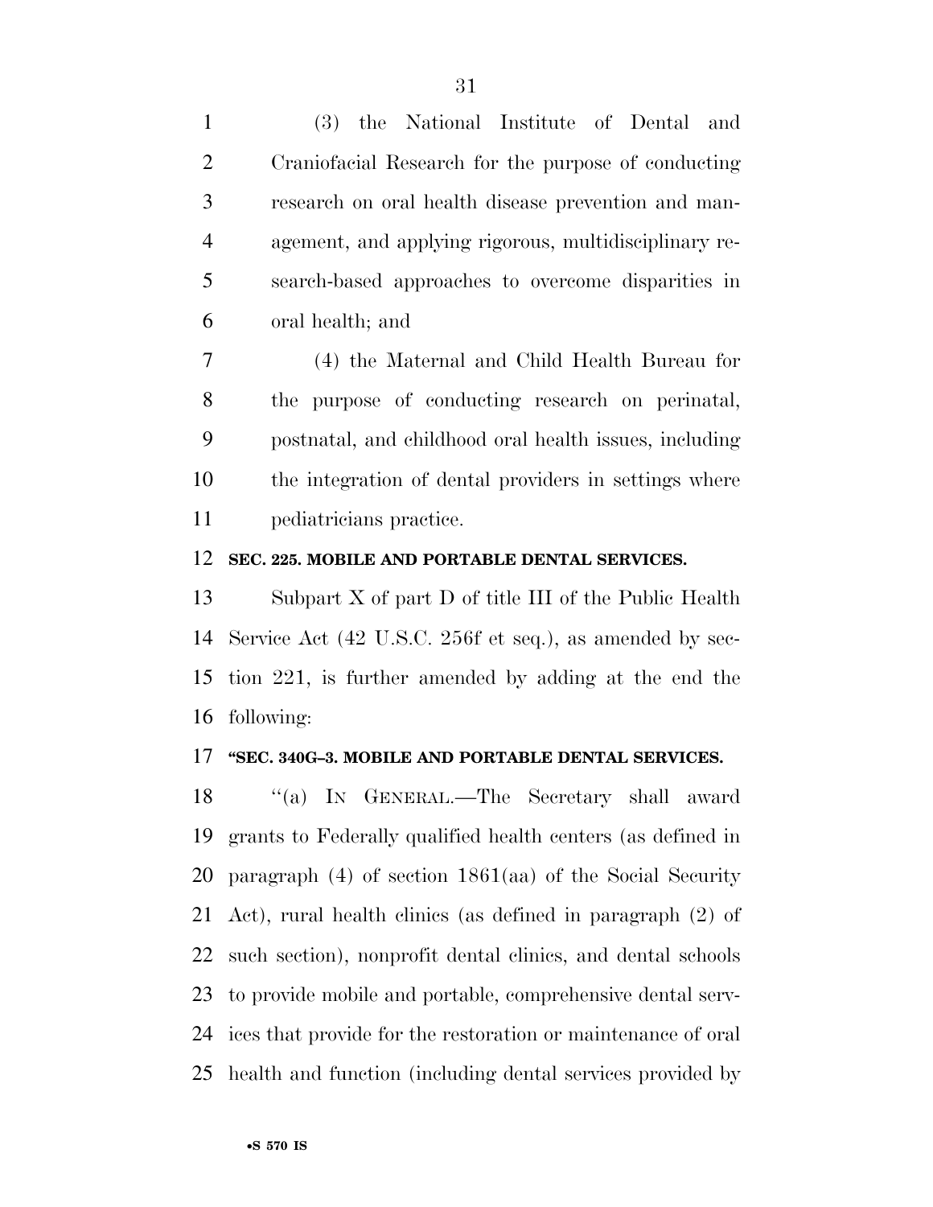(3) the National Institute of Dental and Craniofacial Research for the purpose of conducting research on oral health disease prevention and management, and applying rigorous, multidisciplinary research-based approaches to overcome disparities in oral health; and

(4) the Maternal and Child Health Bureau for the purpose of conducting research on perinatal, postnatal, and childhood oral health issues, including the integration of dental providers in settings where pediatricians practice.

**SEC. 225. MOBILE AND PORTABLE DENTAL SERVICES.**

Subpart X of part D of title III of the Public Health Service Act (42 U.S.C. 256f et seq.), as amended by section 221, is further amended by adding at the end the following:

**"SEC. 340G–3. MOBILE AND PORTABLE DENTAL SERVICES.**

"(a) IN GENERAL.—The Secretary shall award grants to Federally qualified health centers (as defined in paragraph (4) of section 1861(aa) of the Social Security Act), rural health clinics (as defined in paragraph (2) of such section), nonprofit dental clinics, and dental schools to provide mobile and portable, comprehensive dental services that provide for the restoration or maintenance of oral health and function (including dental services provided by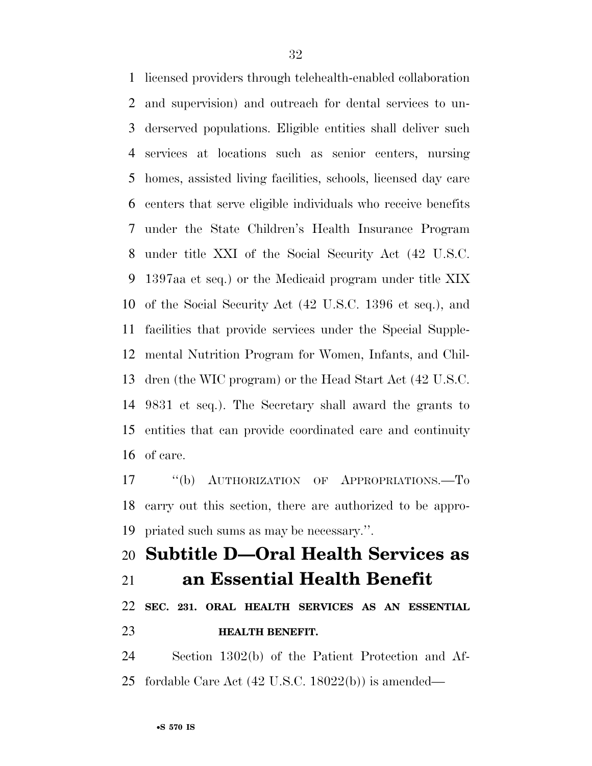licensed providers through telehealth-enabled collaboration and supervision) and outreach for dental services to underserved populations. Eligible entities shall deliver such services at locations such as senior centers, nursing homes, assisted living facilities, schools, licensed day care centers that serve eligible individuals who receive benefits under the State Children's Health Insurance Program under title XXI of the Social Security Act (42 U.S.C. 1397aa et seq.) or the Medicaid program under title XIX of the Social Security Act (42 U.S.C. 1396 et seq.), and facilities that provide services under the Special Supplemental Nutrition Program for Women, Infants, and Children (the WIC program) or the Head Start Act (42 U.S.C. 9831 et seq.). The Secretary shall award the grants to entities that can provide coordinated care and continuity of care.

"(b) AUTHORIZATION OF APPROPRIATIONS.—To carry out this section, there are authorized to be appropriated such sums as may be necessary.".

## Subtitle D—Oral Health Services as an Essential Health Benefit

### SEC. 231. ORAL HEALTH SERVICES AS AN ESSENTIAL HEALTH BENEFIT.

Section 1302(b) of the Patient Protection and Affordable Care Act (42 U.S.C. 18022(b)) is amended—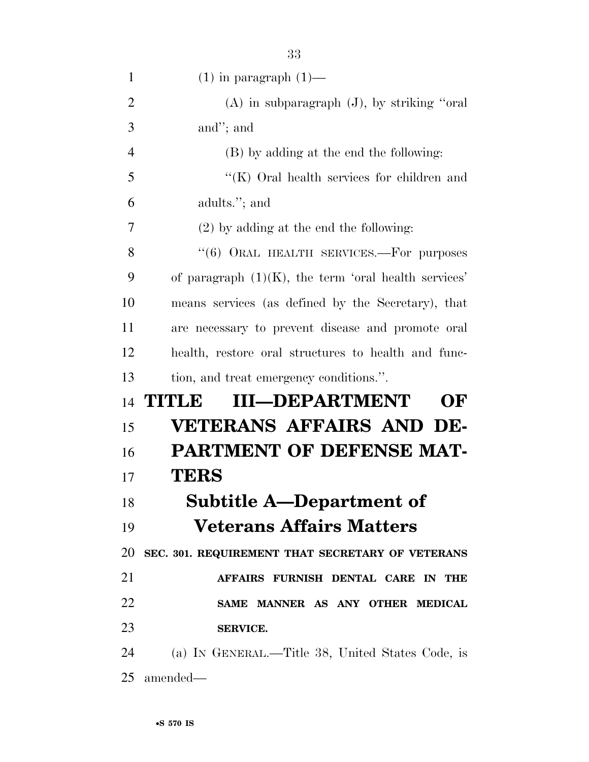(1) in paragraph (1)—

(A) in subparagraph (J), by striking ''oral and''; and

(B) by adding at the end the following:

''(K) Oral health services for children and adults.''; and

(2) by adding at the end the following:

''(6) ORAL HEALTH SERVICES.—For purposes of paragraph (1)(K), the term 'oral health services' means services (as defined by the Secretary), that are necessary to prevent disease and promote oral health, restore oral structures to health and function, and treat emergency conditions.''.

# TITLE III—DEPARTMENT OF VETERANS AFFAIRS AND DEPARTMENT OF DEFENSE MATTERS

## Subtitle A—Department of Veterans Affairs Matters

### SEC. 301. REQUIREMENT THAT SECRETARY OF VETERANS AFFAIRS FURNISH DENTAL CARE IN THE SAME MANNER AS ANY OTHER MEDICAL SERVICE.

(a) IN GENERAL.—Title 38, United States Code, is amended—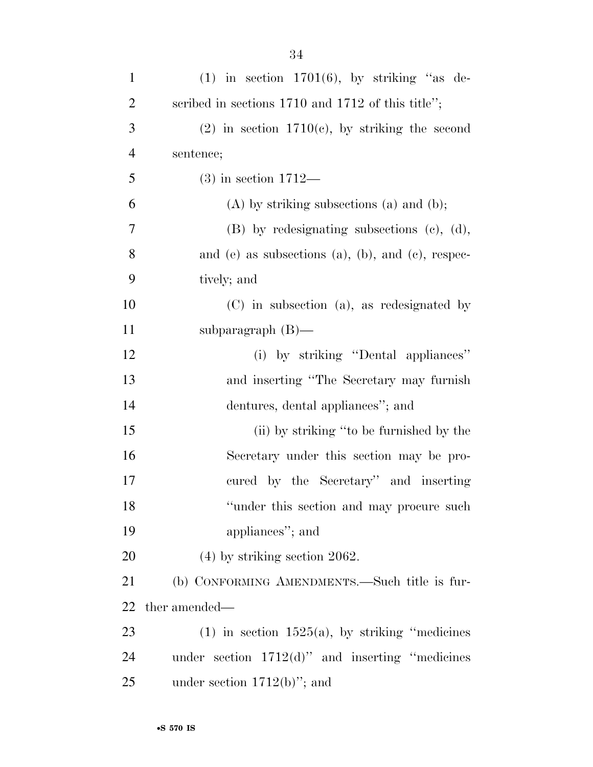(1) in section 1701(6), by striking "as described in sections 1710 and 1712 of this title";

(2) in section 1710(c), by striking the second sentence;

(3) in section 1712—

(A) by striking subsections (a) and (b);

(B) by redesignating subsections (c), (d), and (e) as subsections (a), (b), and (c), respectively; and

(C) in subsection (a), as redesignated by subparagraph (B)—

(i) by striking "Dental appliances" and inserting "The Secretary may furnish dentures, dental appliances"; and

(ii) by striking "to be furnished by the Secretary under this section may be procured by the Secretary" and inserting "under this section and may procure such appliances"; and

(4) by striking section 2062.

(b) CONFORMING AMENDMENTS.—Such title is further amended—

(1) in section 1525(a), by striking "medicines under section 1712(d)" and inserting "medicines under section 1712(b)"; and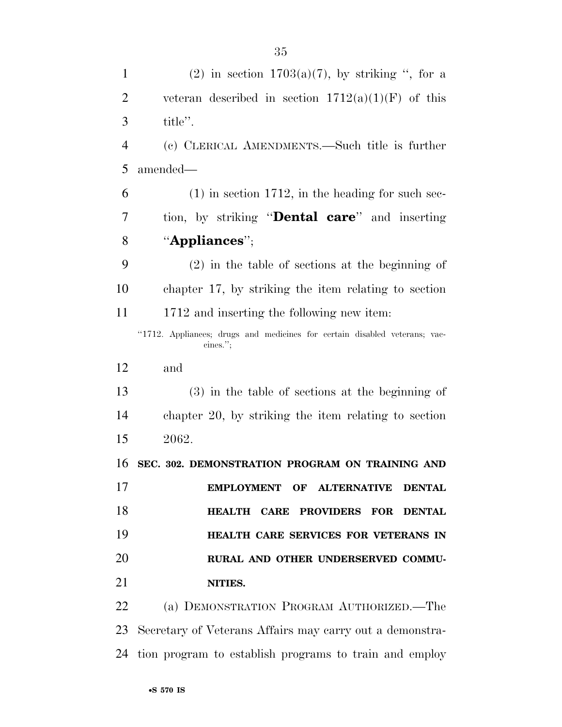(2) in section 1703(a)(7), by striking ", for a veteran described in section 1712(a)(1)(F) of this title".

(c) CLERICAL AMENDMENTS.—Such title is further amended—

(1) in section 1712, in the heading for such section, by striking "**Dental care**" and inserting "**Appliances**";

(2) in the table of sections at the beginning of chapter 17, by striking the item relating to section 1712 and inserting the following new item:

"1712. Appliances; drugs and medicines for certain disabled veterans; vaccines.";

and

(3) in the table of sections at the beginning of chapter 20, by striking the item relating to section 2062.

**SEC. 302. DEMONSTRATION PROGRAM ON TRAINING AND EMPLOYMENT OF ALTERNATIVE DENTAL HEALTH CARE PROVIDERS FOR DENTAL HEALTH CARE SERVICES FOR VETERANS IN RURAL AND OTHER UNDERSERVED COMMUNITIES.**

(a) DEMONSTRATION PROGRAM AUTHORIZED.—The Secretary of Veterans Affairs may carry out a demonstration program to establish programs to train and employ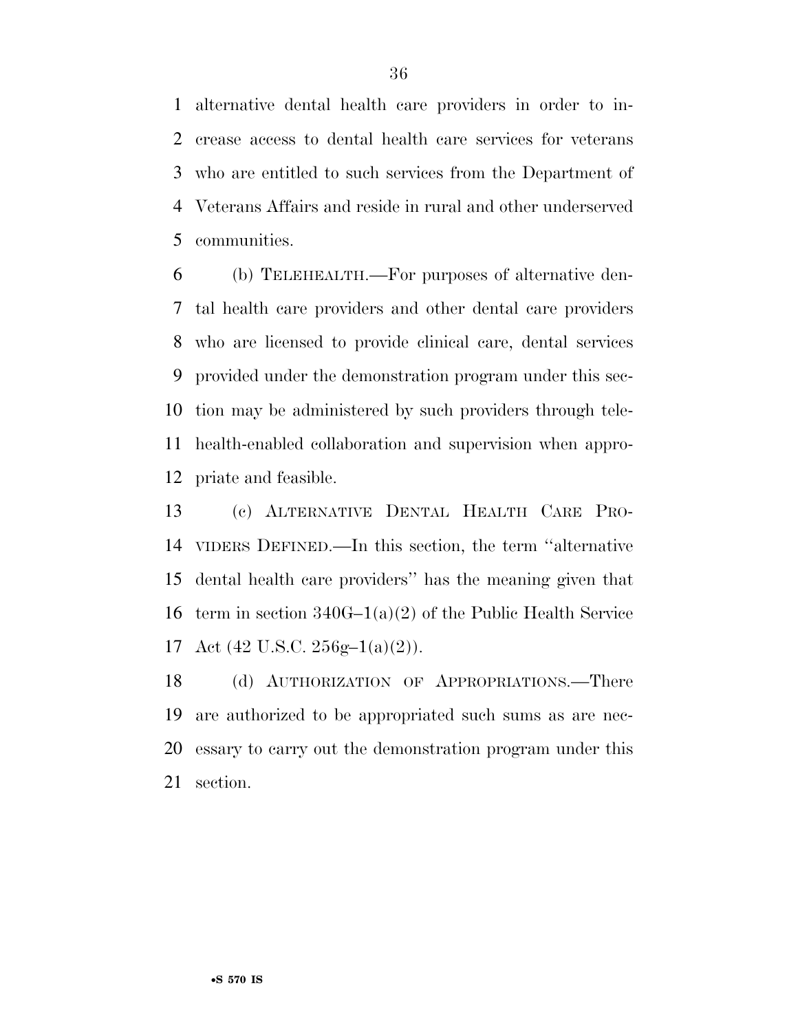alternative dental health care providers in order to increase access to dental health care services for veterans who are entitled to such services from the Department of Veterans Affairs and reside in rural and other underserved communities.

(b) TELEHEALTH.—For purposes of alternative dental health care providers and other dental care providers who are licensed to provide clinical care, dental services provided under the demonstration program under this section may be administered by such providers through telehealth-enabled collaboration and supervision when appropriate and feasible.

(c) ALTERNATIVE DENTAL HEALTH CARE PROVIDERS DEFINED.—In this section, the term ''alternative dental health care providers'' has the meaning given that term in section 340G–1(a)(2) of the Public Health Service Act (42 U.S.C. 256g–1(a)(2)).

(d) AUTHORIZATION OF APPROPRIATIONS.—There are authorized to be appropriated such sums as are necessary to carry out the demonstration program under this section.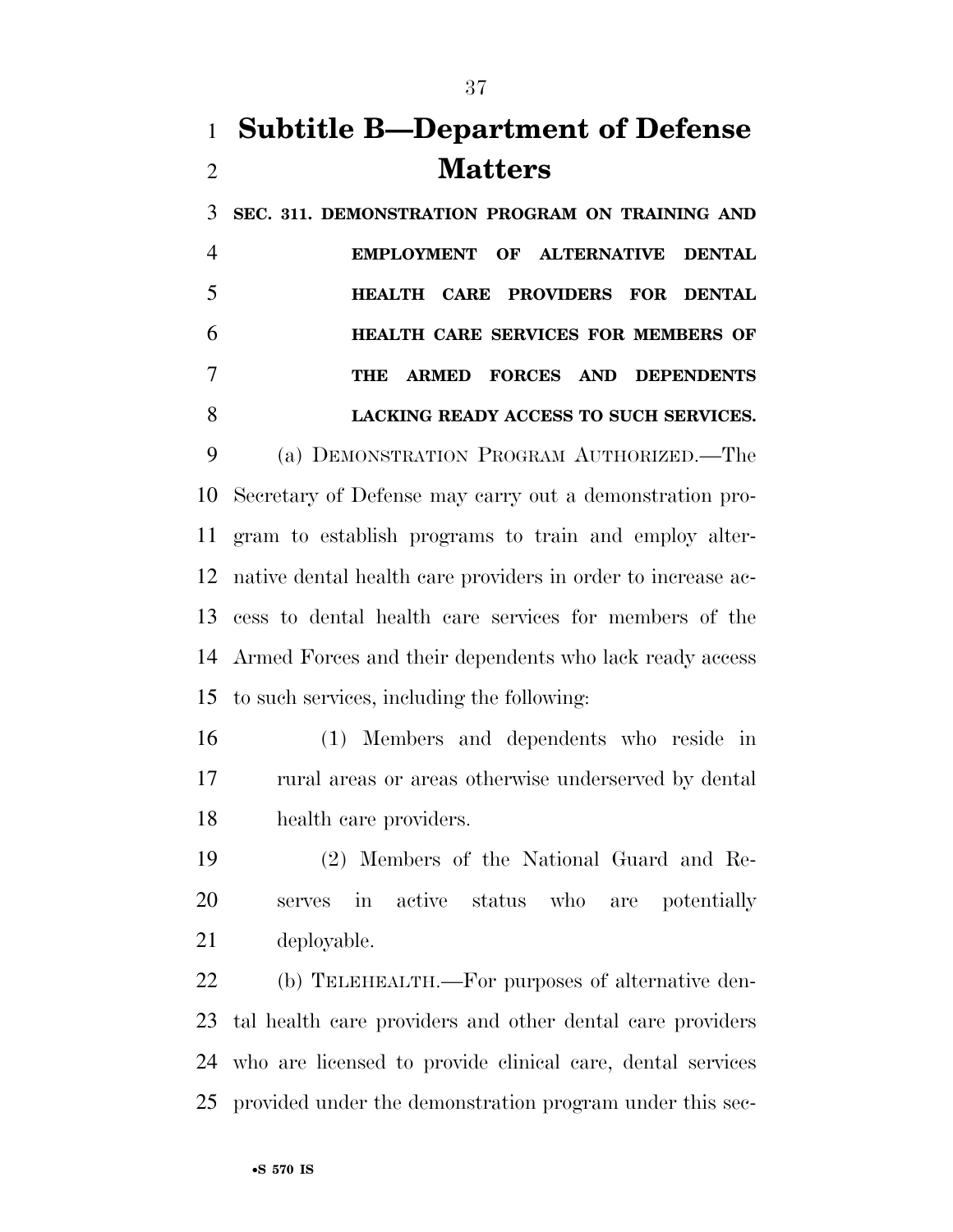## Subtitle B—Department of Defense Matters

**SEC. 311. DEMONSTRATION PROGRAM ON TRAINING AND EMPLOYMENT OF ALTERNATIVE DENTAL HEALTH CARE PROVIDERS FOR DENTAL HEALTH CARE SERVICES FOR MEMBERS OF THE ARMED FORCES AND DEPENDENTS LACKING READY ACCESS TO SUCH SERVICES.**

(a) DEMONSTRATION PROGRAM AUTHORIZED.—The Secretary of Defense may carry out a demonstration program to establish programs to train and employ alternative dental health care providers in order to increase access to dental health care services for members of the Armed Forces and their dependents who lack ready access to such services, including the following:

(1) Members and dependents who reside in rural areas or areas otherwise underserved by dental health care providers.

(2) Members of the National Guard and Reserves in active status who are potentially deployable.

(b) TELEHEALTH.—For purposes of alternative dental health care providers and other dental care providers who are licensed to provide clinical care, dental services provided under the demonstration program under this sec-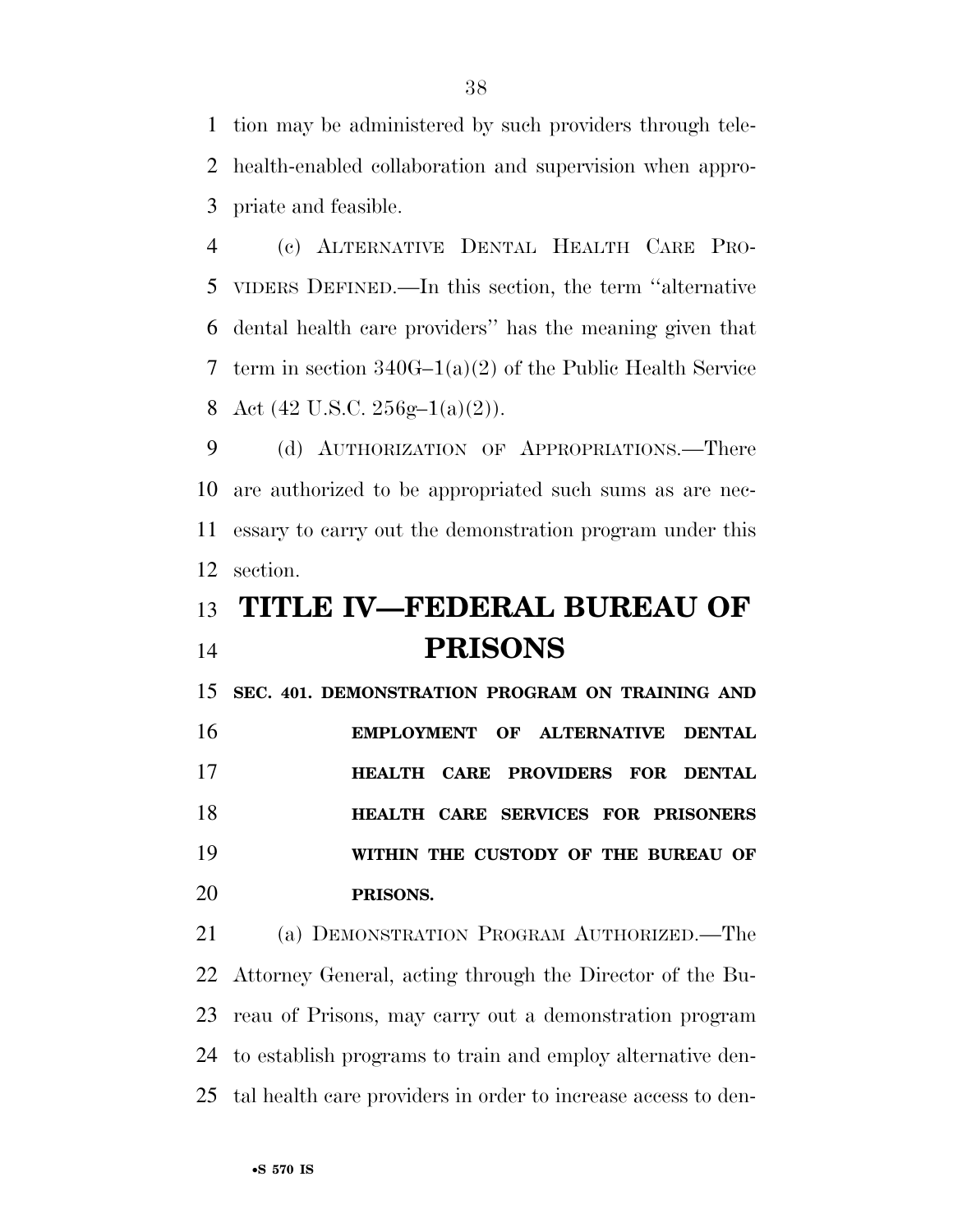tion may be administered by such providers through telehealth-enabled collaboration and supervision when appropriate and feasible.

(c) ALTERNATIVE DENTAL HEALTH CARE PROVIDERS DEFINED.—In this section, the term ''alternative dental health care providers'' has the meaning given that term in section 340G–1(a)(2) of the Public Health Service Act (42 U.S.C. 256g–1(a)(2)).

(d) AUTHORIZATION OF APPROPRIATIONS.—There are authorized to be appropriated such sums as are necessary to carry out the demonstration program under this section.

# TITLE IV—FEDERAL BUREAU OF PRISONS

**SEC. 401. DEMONSTRATION PROGRAM ON TRAINING AND EMPLOYMENT OF ALTERNATIVE DENTAL HEALTH CARE PROVIDERS FOR DENTAL HEALTH CARE SERVICES FOR PRISONERS WITHIN THE CUSTODY OF THE BUREAU OF PRISONS.**

(a) DEMONSTRATION PROGRAM AUTHORIZED.—The Attorney General, acting through the Director of the Bureau of Prisons, may carry out a demonstration program to establish programs to train and employ alternative dental health care providers in order to increase access to den-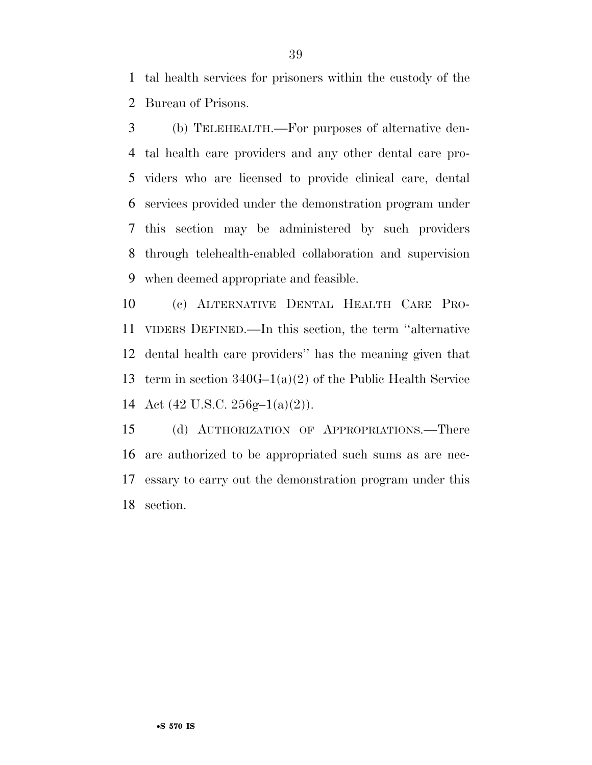tal health services for prisoners within the custody of the Bureau of Prisons.

(b) TELEHEALTH.—For purposes of alternative dental health care providers and any other dental care providers who are licensed to provide clinical care, dental services provided under the demonstration program under this section may be administered by such providers through telehealth-enabled collaboration and supervision when deemed appropriate and feasible.

(c) ALTERNATIVE DENTAL HEALTH CARE PROVIDERS DEFINED.—In this section, the term "alternative dental health care providers" has the meaning given that term in section 340G–1(a)(2) of the Public Health Service Act (42 U.S.C. 256g–1(a)(2)).

(d) AUTHORIZATION OF APPROPRIATIONS.—There are authorized to be appropriated such sums as are necessary to carry out the demonstration program under this section.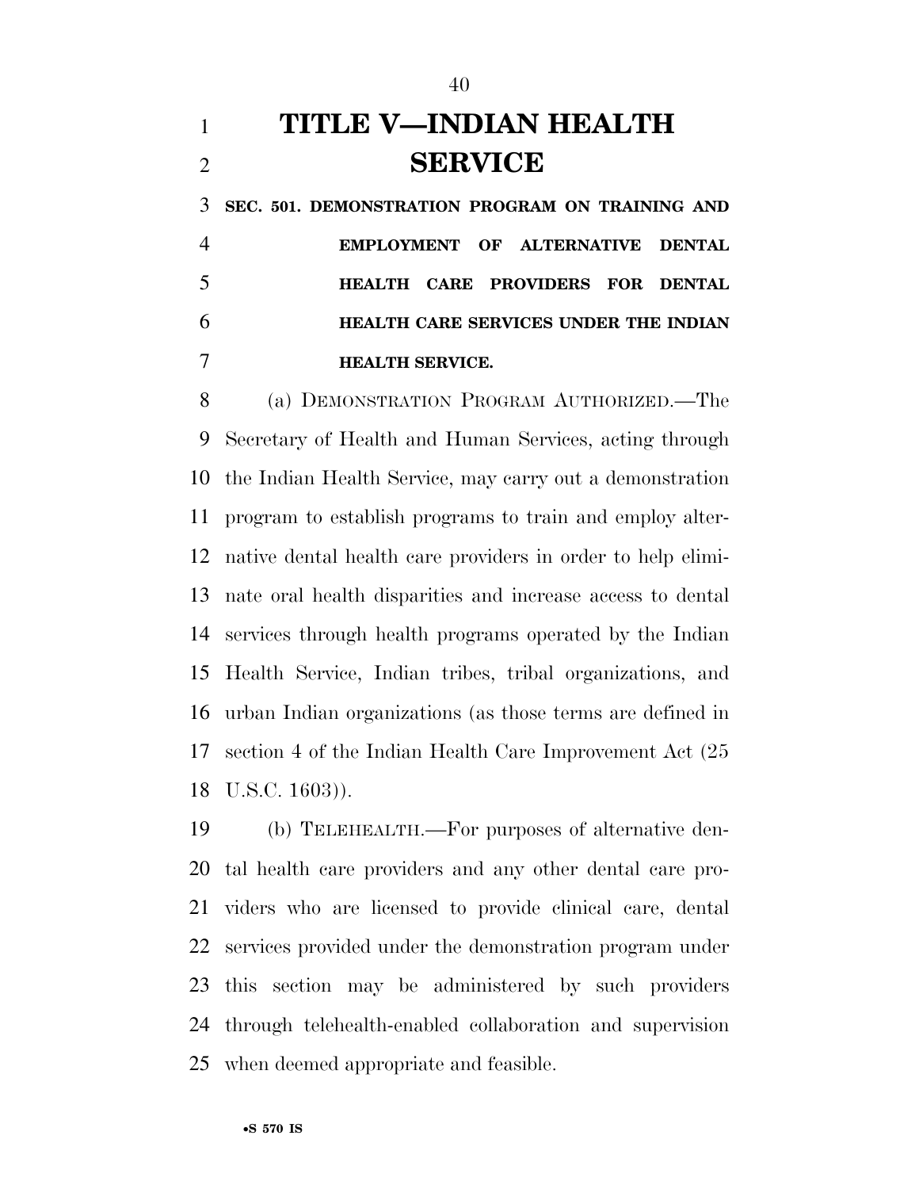# TITLE V—INDIAN HEALTH SERVICE

**SEC. 501. DEMONSTRATION PROGRAM ON TRAINING AND EMPLOYMENT OF ALTERNATIVE DENTAL HEALTH CARE PROVIDERS FOR DENTAL HEALTH CARE SERVICES UNDER THE INDIAN HEALTH SERVICE.**

(a) DEMONSTRATION PROGRAM AUTHORIZED.—The Secretary of Health and Human Services, acting through the Indian Health Service, may carry out a demonstration program to establish programs to train and employ alternative dental health care providers in order to help eliminate oral health disparities and increase access to dental services through health programs operated by the Indian Health Service, Indian tribes, tribal organizations, and urban Indian organizations (as those terms are defined in section 4 of the Indian Health Care Improvement Act (25 U.S.C. 1603)).

(b) TELEHEALTH.—For purposes of alternative dental health care providers and any other dental care providers who are licensed to provide clinical care, dental services provided under the demonstration program under this section may be administered by such providers through telehealth-enabled collaboration and supervision when deemed appropriate and feasible.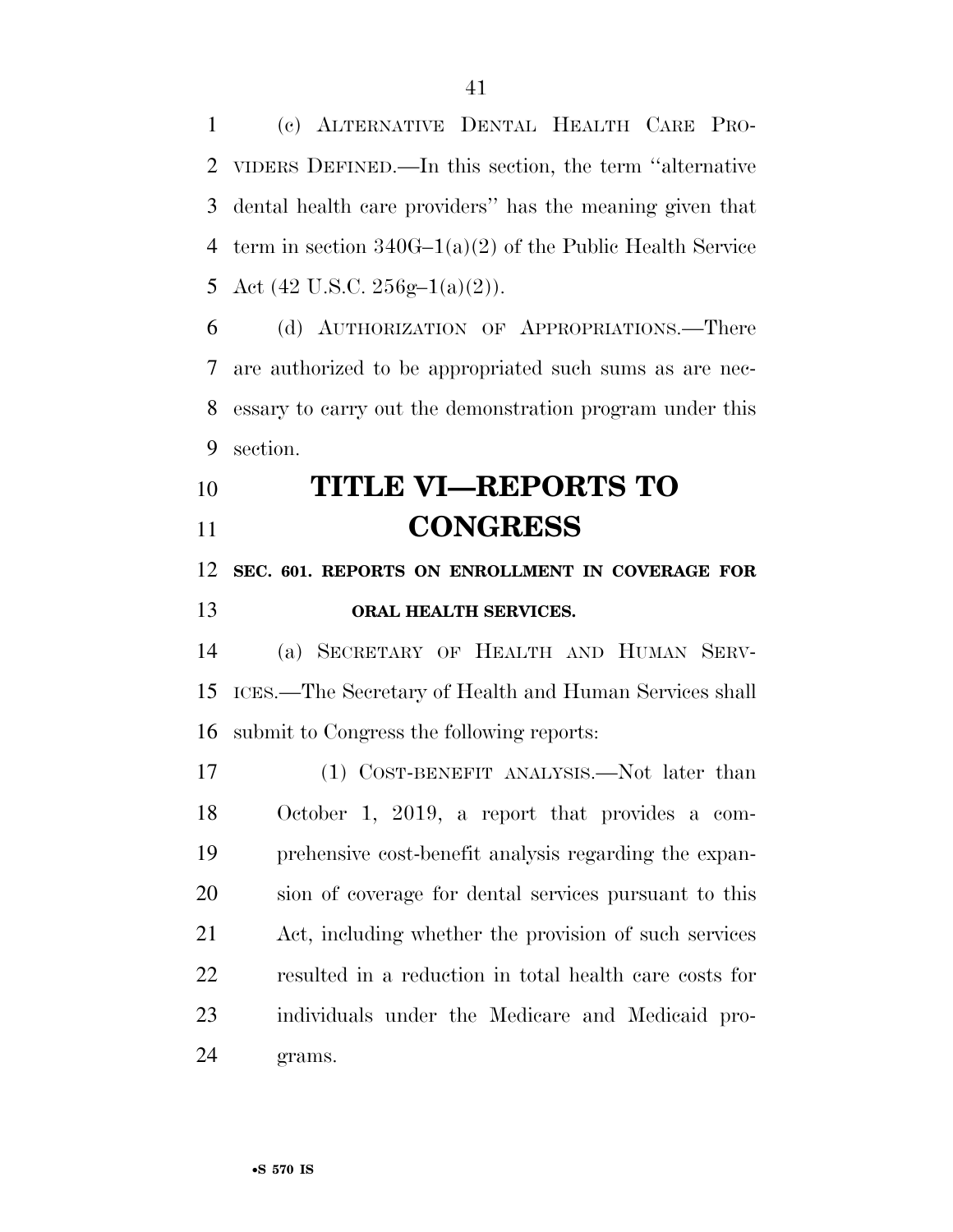(c) ALTERNATIVE DENTAL HEALTH CARE PROVIDERS DEFINED.—In this section, the term ''alternative dental health care providers'' has the meaning given that term in section 340G–1(a)(2) of the Public Health Service Act (42 U.S.C. 256g–1(a)(2)).

(d) AUTHORIZATION OF APPROPRIATIONS.—There are authorized to be appropriated such sums as are necessary to carry out the demonstration program under this section.

# TITLE VI—REPORTS TO CONGRESS

### SEC. 601. REPORTS ON ENROLLMENT IN COVERAGE FOR ORAL HEALTH SERVICES.

(a) SECRETARY OF HEALTH AND HUMAN SERVICES.—The Secretary of Health and Human Services shall submit to Congress the following reports:

(1) COST-BENEFIT ANALYSIS.—Not later than October 1, 2019, a report that provides a comprehensive cost-benefit analysis regarding the expansion of coverage for dental services pursuant to this Act, including whether the provision of such services resulted in a reduction in total health care costs for individuals under the Medicare and Medicaid programs.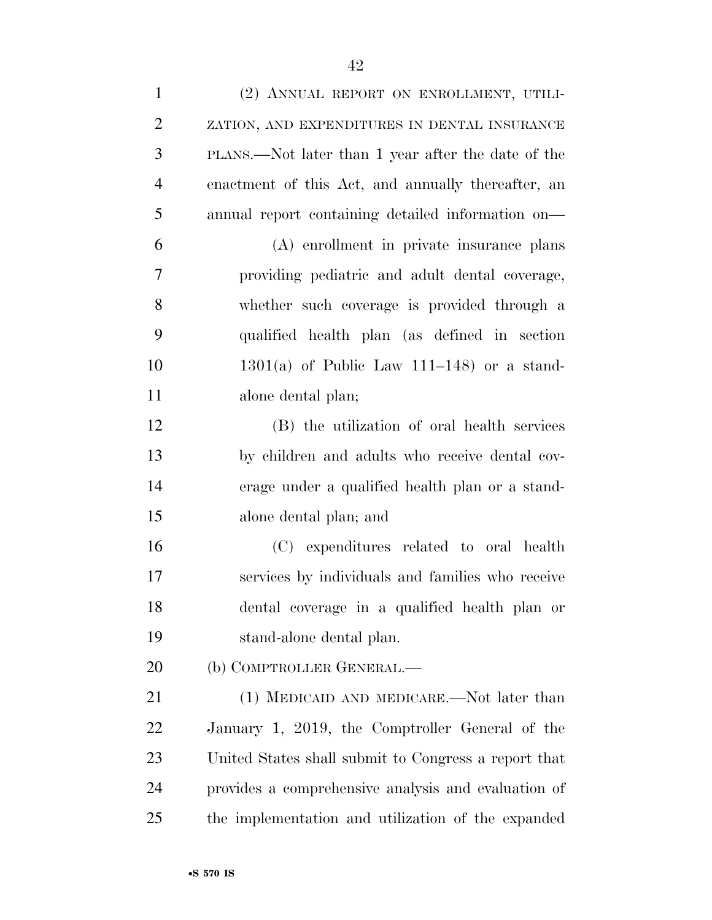(2) ANNUAL REPORT ON ENROLLMENT, UTILIZATION, AND EXPENDITURES IN DENTAL INSURANCE PLANS.—Not later than 1 year after the date of the enactment of this Act, and annually thereafter, an annual report containing detailed information on—

(A) enrollment in private insurance plans providing pediatric and adult dental coverage, whether such coverage is provided through a qualified health plan (as defined in section 1301(a) of Public Law 111–148) or a stand-alone dental plan;

(B) the utilization of oral health services by children and adults who receive dental coverage under a qualified health plan or a stand-alone dental plan; and

(C) expenditures related to oral health services by individuals and families who receive dental coverage in a qualified health plan or stand-alone dental plan.

(b) COMPTROLLER GENERAL.—

(1) MEDICAID AND MEDICARE.—Not later than January 1, 2019, the Comptroller General of the United States shall submit to Congress a report that provides a comprehensive analysis and evaluation of the implementation and utilization of the expanded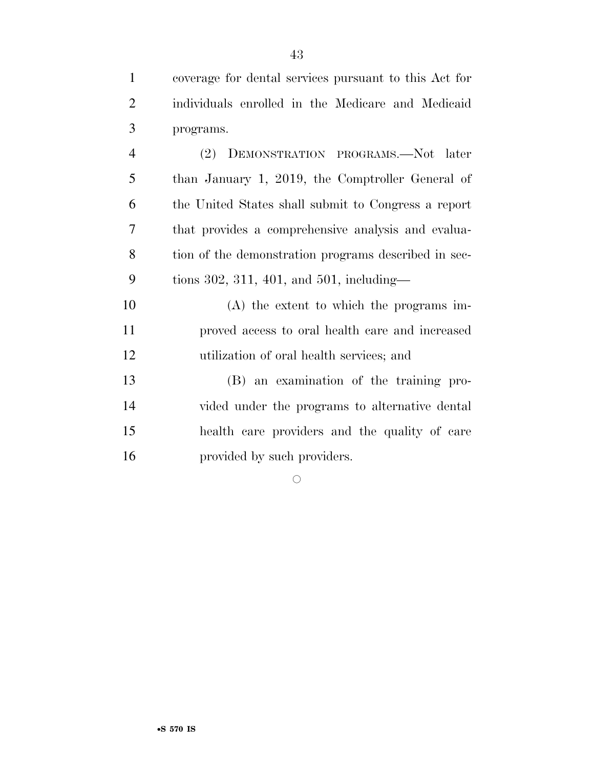coverage for dental services pursuant to this Act for individuals enrolled in the Medicare and Medicaid programs.

(2) DEMONSTRATION PROGRAMS.—Not later than January 1, 2019, the Comptroller General of the United States shall submit to Congress a report that provides a comprehensive analysis and evaluation of the demonstration programs described in sections 302, 311, 401, and 501, including—

(A) the extent to which the programs improved access to oral health care and increased utilization of oral health services; and

(B) an examination of the training provided under the programs to alternative dental health care providers and the quality of care provided by such providers.

○